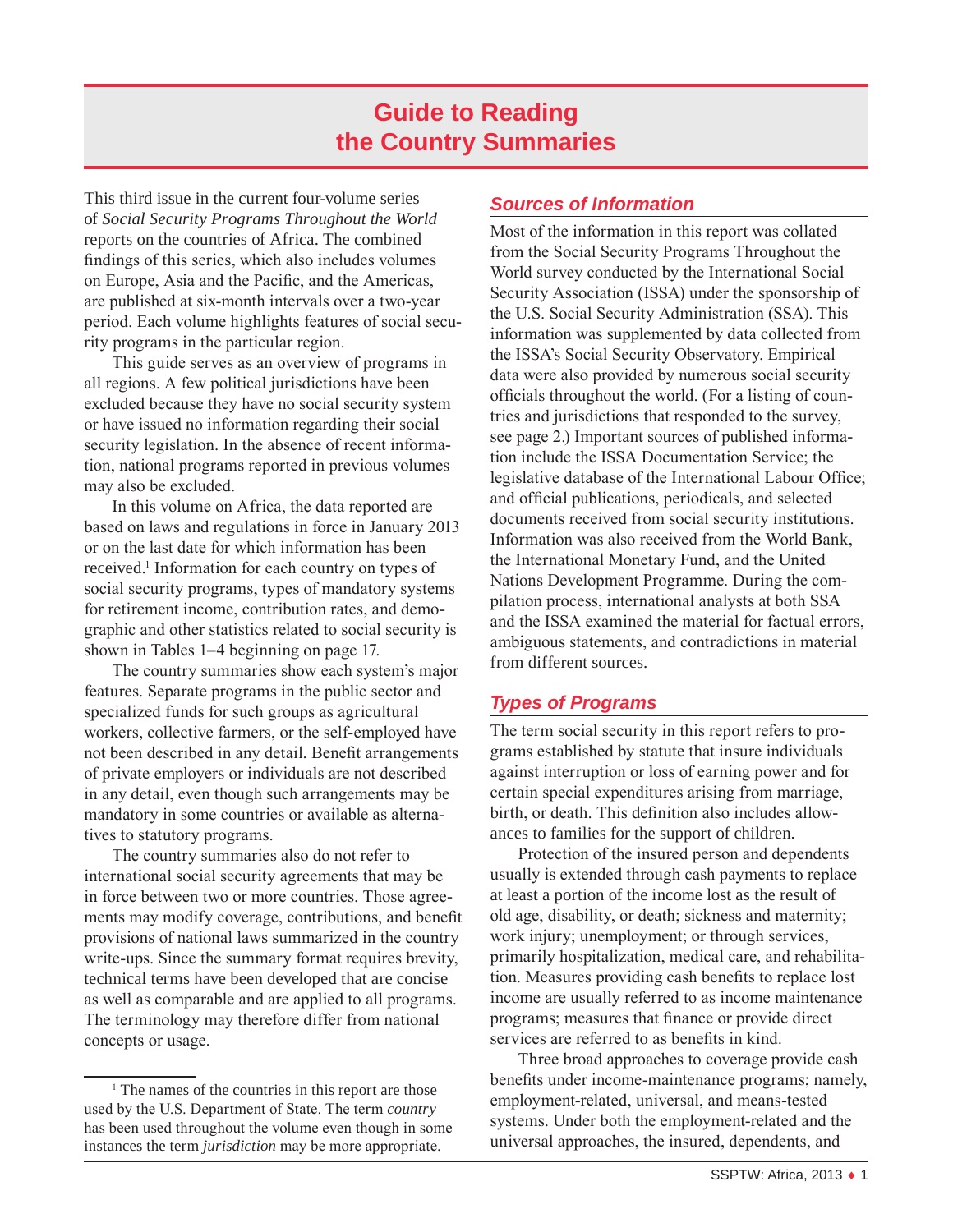# Guide to Reading the Country Summaries

This third issue in the current four-volume series of *Social Security Programs Throughout the World* reports on the countries of Africa. The combined findings of this series, which also includes volumes on Europe, Asia and the Pacific, and the Americas, are published at six-month intervals over a two-year period. Each volume highlights features of social security programs in the particular region.

This guide serves as an overview of programs in all regions. A few political jurisdictions have been excluded because they have no social security system or have issued no information regarding their social security legislation. In the absence of recent information, national programs reported in previous volumes may also be excluded.

In this volume on Africa, the data reported are based on laws and regulations in force in January 2013 or on the last date for which information has been received.[1] Information for each country on types of social security programs, types of mandatory systems for retirement income, contribution rates, and demographic and other statistics related to social security is shown in Tables 1–4 beginning on page 17.

The country summaries show each system's major features. Separate programs in the public sector and specialized funds for such groups as agricultural workers, collective farmers, or the self-employed have not been described in any detail. Benefit arrangements of private employers or individuals are not described in any detail, even though such arrangements may be mandatory in some countries or available as alternatives to statutory programs.

The country summaries also do not refer to international social security agreements that may be in force between two or more countries. Those agreements may modify coverage, contributions, and benefit provisions of national laws summarized in the country write-ups. Since the summary format requires brevity, technical terms have been developed that are concise as well as comparable and are applied to all programs. The terminology may therefore differ from national concepts or usage.

[1] The names of the countries in this report are those used by the U.S. Department of State. The term *country* has been used throughout the volume even though in some instances the term *jurisdiction* may be more appropriate.

## *Sources of Information*

Most of the information in this report was collated from the Social Security Programs Throughout the World survey conducted by the International Social Security Association (ISSA) under the sponsorship of the U.S. Social Security Administration (SSA). This information was supplemented by data collected from the ISSA's Social Security Observatory. Empirical data were also provided by numerous social security officials throughout the world. (For a listing of countries and jurisdictions that responded to the survey, see page 2.) Important sources of published information include the ISSA Documentation Service; the legislative database of the International Labour Office; and official publications, periodicals, and selected documents received from social security institutions. Information was also received from the World Bank, the International Monetary Fund, and the United Nations Development Programme. During the compilation process, international analysts at both SSA and the ISSA examined the material for factual errors, ambiguous statements, and contradictions in material from different sources.

## *Types of Programs*

The term social security in this report refers to programs established by statute that insure individuals against interruption or loss of earning power and for certain special expenditures arising from marriage, birth, or death. This definition also includes allowances to families for the support of children.

Protection of the insured person and dependents usually is extended through cash payments to replace at least a portion of the income lost as the result of old age, disability, or death; sickness and maternity; work injury; unemployment; or through services, primarily hospitalization, medical care, and rehabilitation. Measures providing cash benefits to replace lost income are usually referred to as income maintenance programs; measures that finance or provide direct services are referred to as benefits in kind.

Three broad approaches to coverage provide cash benefits under income-maintenance programs; namely, employment-related, universal, and means-tested systems. Under both the employment-related and the universal approaches, the insured, dependents, and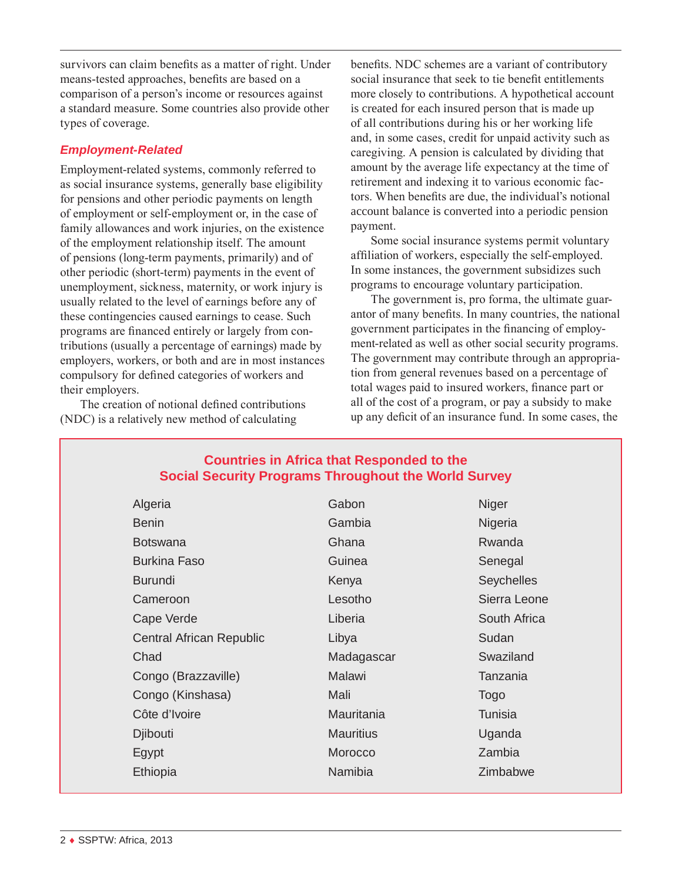survivors can claim benefits as a matter of right. Under means-tested approaches, benefits are based on a comparison of a person's income or resources against a standard measure. Some countries also provide other types of coverage.

### *Employment-Related*

Employment-related systems, commonly referred to as social insurance systems, generally base eligibility for pensions and other periodic payments on length of employment or self-employment or, in the case of family allowances and work injuries, on the existence of the employment relationship itself. The amount of pensions (long-term payments, primarily) and of other periodic (short-term) payments in the event of unemployment, sickness, maternity, or work injury is usually related to the level of earnings before any of these contingencies caused earnings to cease. Such programs are financed entirely or largely from contributions (usually a percentage of earnings) made by employers, workers, or both and are in most instances compulsory for defined categories of workers and their employers.

The creation of notional defined contributions (NDC) is a relatively new method of calculating benefits. NDC schemes are a variant of contributory social insurance that seek to tie benefit entitlements more closely to contributions. A hypothetical account is created for each insured person that is made up of all contributions during his or her working life and, in some cases, credit for unpaid activity such as caregiving. A pension is calculated by dividing that amount by the average life expectancy at the time of retirement and indexing it to various economic factors. When benefits are due, the individual's notional account balance is converted into a periodic pension payment.

Some social insurance systems permit voluntary affiliation of workers, especially the self-employed. In some instances, the government subsidizes such programs to encourage voluntary participation.

The government is, pro forma, the ultimate guarantor of many benefits. In many countries, the national government participates in the financing of employment-related as well as other social security programs. The government may contribute through an appropriation from general revenues based on a percentage of total wages paid to insured workers, finance part or all of the cost of a program, or pay a subsidy to make up any deficit of an insurance fund. In some cases, the

## Countries in Africa that Responded to the Social Security Programs Throughout the World Survey

| | | |
|---|---|---|
| Algeria | Gabon | Niger |
| Benin | Gambia | Nigeria |
| Botswana | Ghana | Rwanda |
| Burkina Faso | Guinea | Senegal |
| Burundi | Kenya | Seychelles |
| Cameroon | Lesotho | Sierra Leone |
| Cape Verde | Liberia | South Africa |
| Central African Republic | Libya | Sudan |
| Chad | Madagascar | Swaziland |
| Congo (Brazzaville) | Malawi | Tanzania |
| Congo (Kinshasa) | Mali | Togo |
| Côte d'Ivoire | Mauritania | Tunisia |
| Djibouti | Mauritius | Uganda |
| Egypt | Morocco | Zambia |
| Ethiopia | Namibia | Zimbabwe |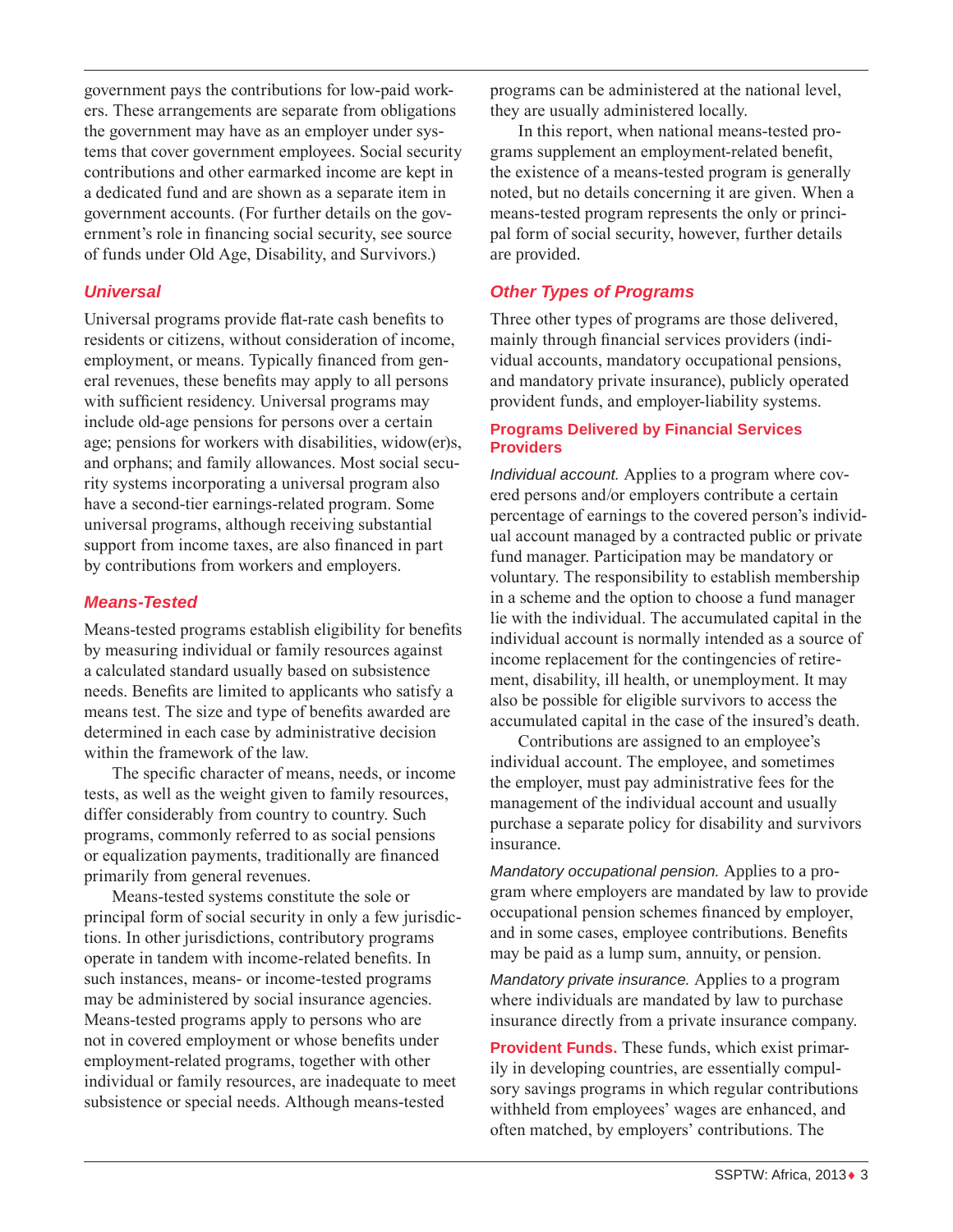government pays the contributions for low-paid workers. These arrangements are separate from obligations the government may have as an employer under systems that cover government employees. Social security contributions and other earmarked income are kept in a dedicated fund and are shown as a separate item in government accounts. (For further details on the government's role in financing social security, see source of funds under Old Age, Disability, and Survivors.)

### *Universal*

Universal programs provide flat-rate cash benefits to residents or citizens, without consideration of income, employment, or means. Typically financed from general revenues, these benefits may apply to all persons with sufficient residency. Universal programs may include old-age pensions for persons over a certain age; pensions for workers with disabilities, widow(er)s, and orphans; and family allowances. Most social security systems incorporating a universal program also have a second-tier earnings-related program. Some universal programs, although receiving substantial support from income taxes, are also financed in part by contributions from workers and employers.

### *Means-Tested*

Means-tested programs establish eligibility for benefits by measuring individual or family resources against a calculated standard usually based on subsistence needs. Benefits are limited to applicants who satisfy a means test. The size and type of benefits awarded are determined in each case by administrative decision within the framework of the law.

The specific character of means, needs, or income tests, as well as the weight given to family resources, differ considerably from country to country. Such programs, commonly referred to as social pensions or equalization payments, traditionally are financed primarily from general revenues.

Means-tested systems constitute the sole or principal form of social security in only a few jurisdictions. In other jurisdictions, contributory programs operate in tandem with income-related benefits. In such instances, means- or income-tested programs may be administered by social insurance agencies. Means-tested programs apply to persons who are not in covered employment or whose benefits under employment-related programs, together with other individual or family resources, are inadequate to meet subsistence or special needs. Although means-tested programs can be administered at the national level, they are usually administered locally.

In this report, when national means-tested programs supplement an employment-related benefit, the existence of a means-tested program is generally noted, but no details concerning it are given. When a means-tested program represents the only or principal form of social security, however, further details are provided.

### *Other Types of Programs*

Three other types of programs are those delivered, mainly through financial services providers (individual accounts, mandatory occupational pensions, and mandatory private insurance), publicly operated provident funds, and employer-liability systems.

#### Programs Delivered by Financial Services Providers

*Individual account.* Applies to a program where covered persons and/or employers contribute a certain percentage of earnings to the covered person's individual account managed by a contracted public or private fund manager. Participation may be mandatory or voluntary. The responsibility to establish membership in a scheme and the option to choose a fund manager lie with the individual. The accumulated capital in the individual account is normally intended as a source of income replacement for the contingencies of retirement, disability, ill health, or unemployment. It may also be possible for eligible survivors to access the accumulated capital in the case of the insured's death.

Contributions are assigned to an employee's individual account. The employee, and sometimes the employer, must pay administrative fees for the management of the individual account and usually purchase a separate policy for disability and survivors insurance.

*Mandatory occupational pension.* Applies to a program where employers are mandated by law to provide occupational pension schemes financed by employer, and in some cases, employee contributions. Benefits may be paid as a lump sum, annuity, or pension.

*Mandatory private insurance.* Applies to a program where individuals are mandated by law to purchase insurance directly from a private insurance company.

**Provident Funds.** These funds, which exist primarily in developing countries, are essentially compulsory savings programs in which regular contributions withheld from employees' wages are enhanced, and often matched, by employers' contributions. The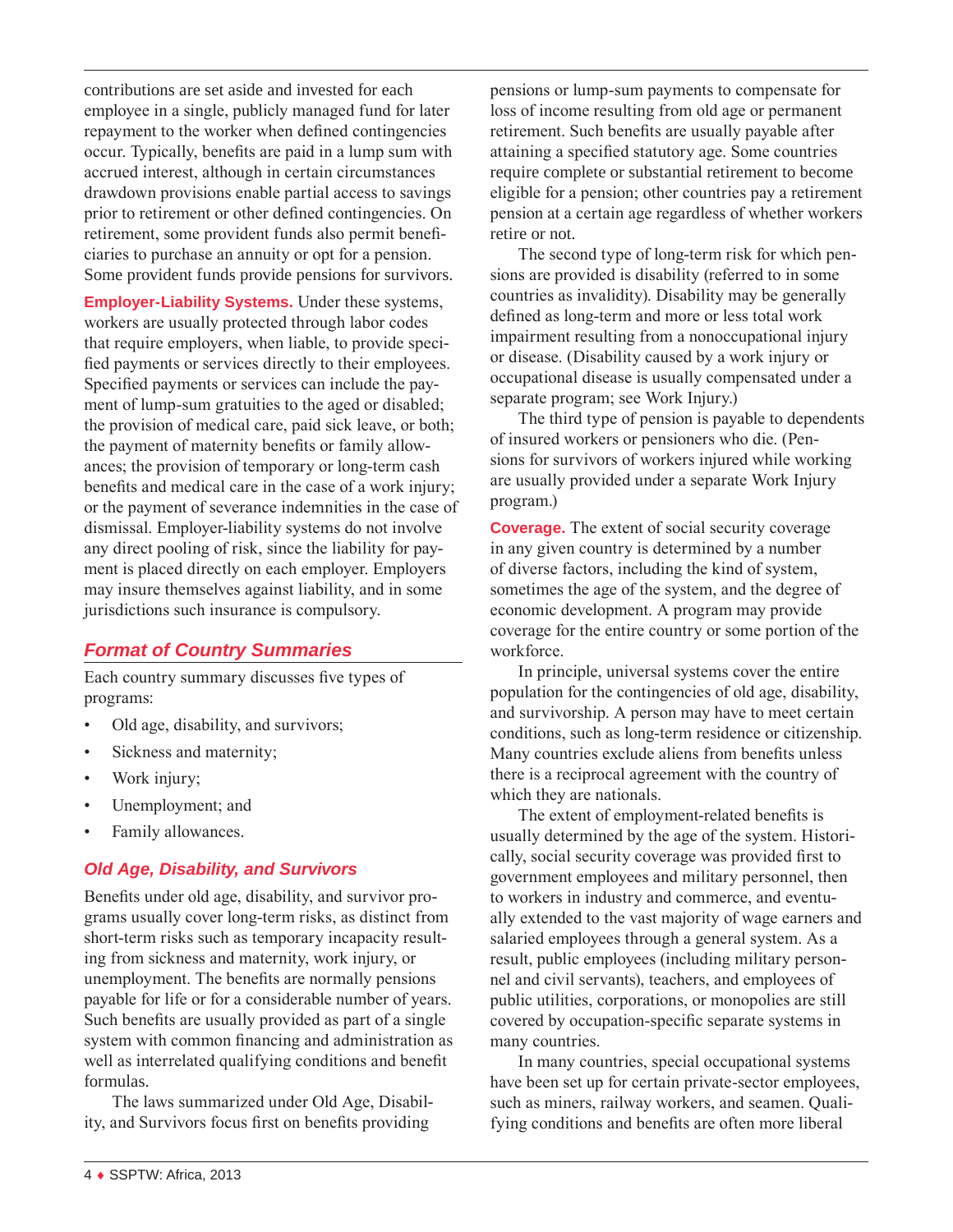contributions are set aside and invested for each employee in a single, publicly managed fund for later repayment to the worker when defined contingencies occur. Typically, benefits are paid in a lump sum with accrued interest, although in certain circumstances drawdown provisions enable partial access to savings prior to retirement or other defined contingencies. On retirement, some provident funds also permit beneficiaries to purchase an annuity or opt for a pension. Some provident funds provide pensions for survivors.

**Employer-Liability Systems.** Under these systems, workers are usually protected through labor codes that require employers, when liable, to provide specified payments or services directly to their employees. Specified payments or services can include the payment of lump-sum gratuities to the aged or disabled; the provision of medical care, paid sick leave, or both; the payment of maternity benefits or family allowances; the provision of temporary or long-term cash benefits and medical care in the case of a work injury; or the payment of severance indemnities in the case of dismissal. Employer-liability systems do not involve any direct pooling of risk, since the liability for payment is placed directly on each employer. Employers may insure themselves against liability, and in some jurisdictions such insurance is compulsory.

## *Format of Country Summaries*

Each country summary discusses five types of programs:

- Old age, disability, and survivors;
- Sickness and maternity;
- Work injury;
- Unemployment; and
- Family allowances.

### *Old Age, Disability, and Survivors*

Benefits under old age, disability, and survivor programs usually cover long-term risks, as distinct from short-term risks such as temporary incapacity resulting from sickness and maternity, work injury, or unemployment. The benefits are normally pensions payable for life or for a considerable number of years. Such benefits are usually provided as part of a single system with common financing and administration as well as interrelated qualifying conditions and benefit formulas.

The laws summarized under Old Age, Disability, and Survivors focus first on benefits providing pensions or lump-sum payments to compensate for loss of income resulting from old age or permanent retirement. Such benefits are usually payable after attaining a specified statutory age. Some countries require complete or substantial retirement to become eligible for a pension; other countries pay a retirement pension at a certain age regardless of whether workers retire or not.

The second type of long-term risk for which pensions are provided is disability (referred to in some countries as invalidity). Disability may be generally defined as long-term and more or less total work impairment resulting from a nonoccupational injury or disease. (Disability caused by a work injury or occupational disease is usually compensated under a separate program; see Work Injury.)

The third type of pension is payable to dependents of insured workers or pensioners who die. (Pensions for survivors of workers injured while working are usually provided under a separate Work Injury program.)

**Coverage.** The extent of social security coverage in any given country is determined by a number of diverse factors, including the kind of system, sometimes the age of the system, and the degree of economic development. A program may provide coverage for the entire country or some portion of the workforce.

In principle, universal systems cover the entire population for the contingencies of old age, disability, and survivorship. A person may have to meet certain conditions, such as long-term residence or citizenship. Many countries exclude aliens from benefits unless there is a reciprocal agreement with the country of which they are nationals.

The extent of employment-related benefits is usually determined by the age of the system. Historically, social security coverage was provided first to government employees and military personnel, then to workers in industry and commerce, and eventually extended to the vast majority of wage earners and salaried employees through a general system. As a result, public employees (including military personnel and civil servants), teachers, and employees of public utilities, corporations, or monopolies are still covered by occupation-specific separate systems in many countries.

In many countries, special occupational systems have been set up for certain private-sector employees, such as miners, railway workers, and seamen. Qualifying conditions and benefits are often more liberal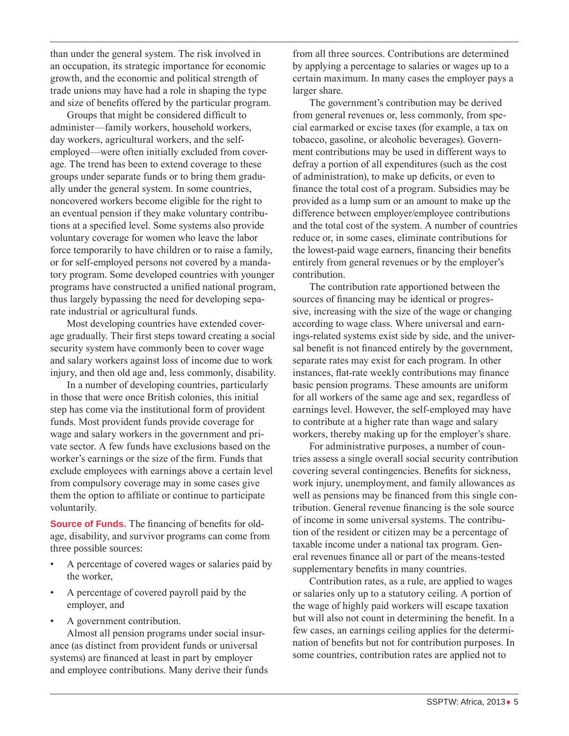than under the general system. The risk involved in an occupation, its strategic importance for economic growth, and the economic and political strength of trade unions may have had a role in shaping the type and size of benefits offered by the particular program.

Groups that might be considered difficult to administer—family workers, household workers, day workers, agricultural workers, and the self-employed—were often initially excluded from coverage. The trend has been to extend coverage to these groups under separate funds or to bring them gradually under the general system. In some countries, noncovered workers become eligible for the right to an eventual pension if they make voluntary contributions at a specified level. Some systems also provide voluntary coverage for women who leave the labor force temporarily to have children or to raise a family, or for self-employed persons not covered by a mandatory program. Some developed countries with younger programs have constructed a unified national program, thus largely bypassing the need for developing separate industrial or agricultural funds.

Most developing countries have extended coverage gradually. Their first steps toward creating a social security system have commonly been to cover wage and salary workers against loss of income due to work injury, and then old age and, less commonly, disability.

In a number of developing countries, particularly in those that were once British colonies, this initial step has come via the institutional form of provident funds. Most provident funds provide coverage for wage and salary workers in the government and private sector. A few funds have exclusions based on the worker's earnings or the size of the firm. Funds that exclude employees with earnings above a certain level from compulsory coverage may in some cases give them the option to affiliate or continue to participate voluntarily.

**Source of Funds.** The financing of benefits for old-age, disability, and survivor programs can come from three possible sources:

- A percentage of covered wages or salaries paid by the worker,
- A percentage of covered payroll paid by the employer, and
- A government contribution.

Almost all pension programs under social insurance (as distinct from provident funds or universal systems) are financed at least in part by employer and employee contributions. Many derive their funds from all three sources. Contributions are determined by applying a percentage to salaries or wages up to a certain maximum. In many cases the employer pays a larger share.

The government's contribution may be derived from general revenues or, less commonly, from special earmarked or excise taxes (for example, a tax on tobacco, gasoline, or alcoholic beverages). Government contributions may be used in different ways to defray a portion of all expenditures (such as the cost of administration), to make up deficits, or even to finance the total cost of a program. Subsidies may be provided as a lump sum or an amount to make up the difference between employer/employee contributions and the total cost of the system. A number of countries reduce or, in some cases, eliminate contributions for the lowest-paid wage earners, financing their benefits entirely from general revenues or by the employer's contribution.

The contribution rate apportioned between the sources of financing may be identical or progressive, increasing with the size of the wage or changing according to wage class. Where universal and earnings-related systems exist side by side, and the universal benefit is not financed entirely by the government, separate rates may exist for each program. In other instances, flat-rate weekly contributions may finance basic pension programs. These amounts are uniform for all workers of the same age and sex, regardless of earnings level. However, the self-employed may have to contribute at a higher rate than wage and salary workers, thereby making up for the employer's share.

For administrative purposes, a number of countries assess a single overall social security contribution covering several contingencies. Benefits for sickness, work injury, unemployment, and family allowances as well as pensions may be financed from this single contribution. General revenue financing is the sole source of income in some universal systems. The contribution of the resident or citizen may be a percentage of taxable income under a national tax program. General revenues finance all or part of the means-tested supplementary benefits in many countries.

Contribution rates, as a rule, are applied to wages or salaries only up to a statutory ceiling. A portion of the wage of highly paid workers will escape taxation but will also not count in determining the benefit. In a few cases, an earnings ceiling applies for the determination of benefits but not for contribution purposes. In some countries, contribution rates are applied not to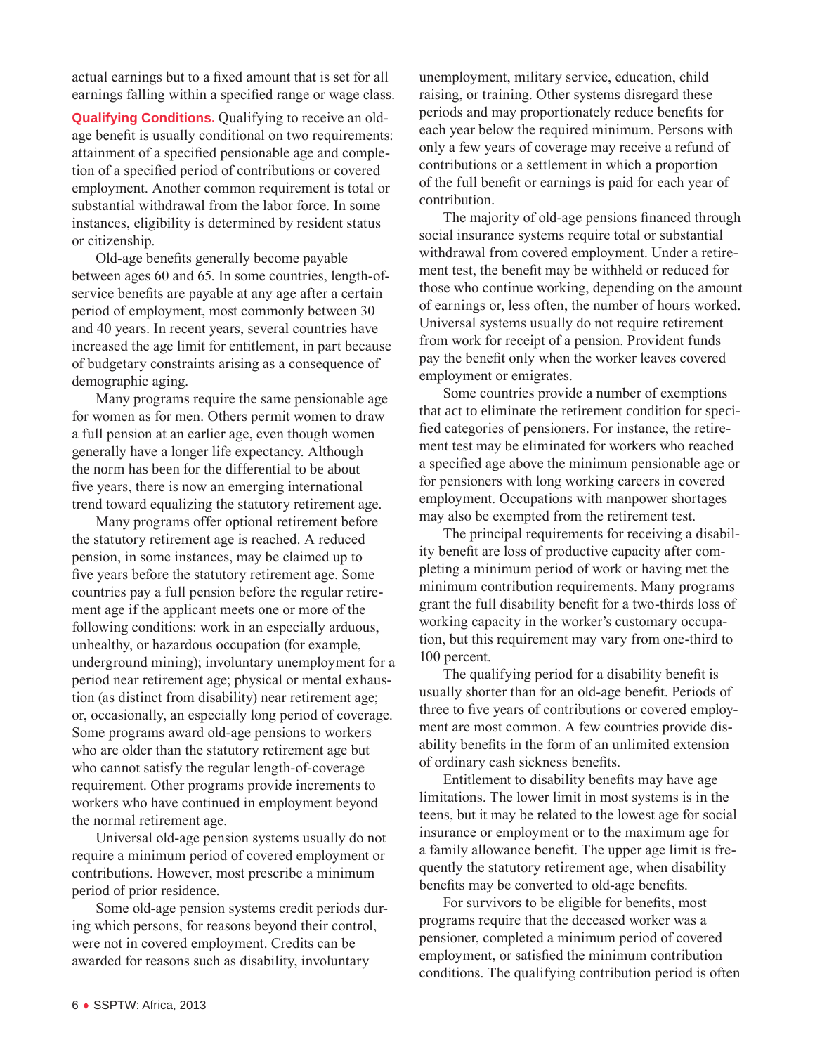actual earnings but to a fixed amount that is set for all earnings falling within a specified range or wage class.

**Qualifying Conditions.** Qualifying to receive an old-age benefit is usually conditional on two requirements: attainment of a specified pensionable age and completion of a specified period of contributions or covered employment. Another common requirement is total or substantial withdrawal from the labor force. In some instances, eligibility is determined by resident status or citizenship.

Old-age benefits generally become payable between ages 60 and 65. In some countries, length-of-service benefits are payable at any age after a certain period of employment, most commonly between 30 and 40 years. In recent years, several countries have increased the age limit for entitlement, in part because of budgetary constraints arising as a consequence of demographic aging.

Many programs require the same pensionable age for women as for men. Others permit women to draw a full pension at an earlier age, even though women generally have a longer life expectancy. Although the norm has been for the differential to be about five years, there is now an emerging international trend toward equalizing the statutory retirement age.

Many programs offer optional retirement before the statutory retirement age is reached. A reduced pension, in some instances, may be claimed up to five years before the statutory retirement age. Some countries pay a full pension before the regular retirement age if the applicant meets one or more of the following conditions: work in an especially arduous, unhealthy, or hazardous occupation (for example, underground mining); involuntary unemployment for a period near retirement age; physical or mental exhaustion (as distinct from disability) near retirement age; or, occasionally, an especially long period of coverage. Some programs award old-age pensions to workers who are older than the statutory retirement age but who cannot satisfy the regular length-of-coverage requirement. Other programs provide increments to workers who have continued in employment beyond the normal retirement age.

Universal old-age pension systems usually do not require a minimum period of covered employment or contributions. However, most prescribe a minimum period of prior residence.

Some old-age pension systems credit periods during which persons, for reasons beyond their control, were not in covered employment. Credits can be awarded for reasons such as disability, involuntary unemployment, military service, education, child raising, or training. Other systems disregard these periods and may proportionately reduce benefits for each year below the required minimum. Persons with only a few years of coverage may receive a refund of contributions or a settlement in which a proportion of the full benefit or earnings is paid for each year of contribution.

The majority of old-age pensions financed through social insurance systems require total or substantial withdrawal from covered employment. Under a retirement test, the benefit may be withheld or reduced for those who continue working, depending on the amount of earnings or, less often, the number of hours worked. Universal systems usually do not require retirement from work for receipt of a pension. Provident funds pay the benefit only when the worker leaves covered employment or emigrates.

Some countries provide a number of exemptions that act to eliminate the retirement condition for specified categories of pensioners. For instance, the retirement test may be eliminated for workers who reached a specified age above the minimum pensionable age or for pensioners with long working careers in covered employment. Occupations with manpower shortages may also be exempted from the retirement test.

The principal requirements for receiving a disability benefit are loss of productive capacity after completing a minimum period of work or having met the minimum contribution requirements. Many programs grant the full disability benefit for a two-thirds loss of working capacity in the worker's customary occupation, but this requirement may vary from one-third to 100 percent.

The qualifying period for a disability benefit is usually shorter than for an old-age benefit. Periods of three to five years of contributions or covered employment are most common. A few countries provide disability benefits in the form of an unlimited extension of ordinary cash sickness benefits.

Entitlement to disability benefits may have age limitations. The lower limit in most systems is in the teens, but it may be related to the lowest age for social insurance or employment or to the maximum age for a family allowance benefit. The upper age limit is frequently the statutory retirement age, when disability benefits may be converted to old-age benefits.

For survivors to be eligible for benefits, most programs require that the deceased worker was a pensioner, completed a minimum period of covered employment, or satisfied the minimum contribution conditions. The qualifying contribution period is often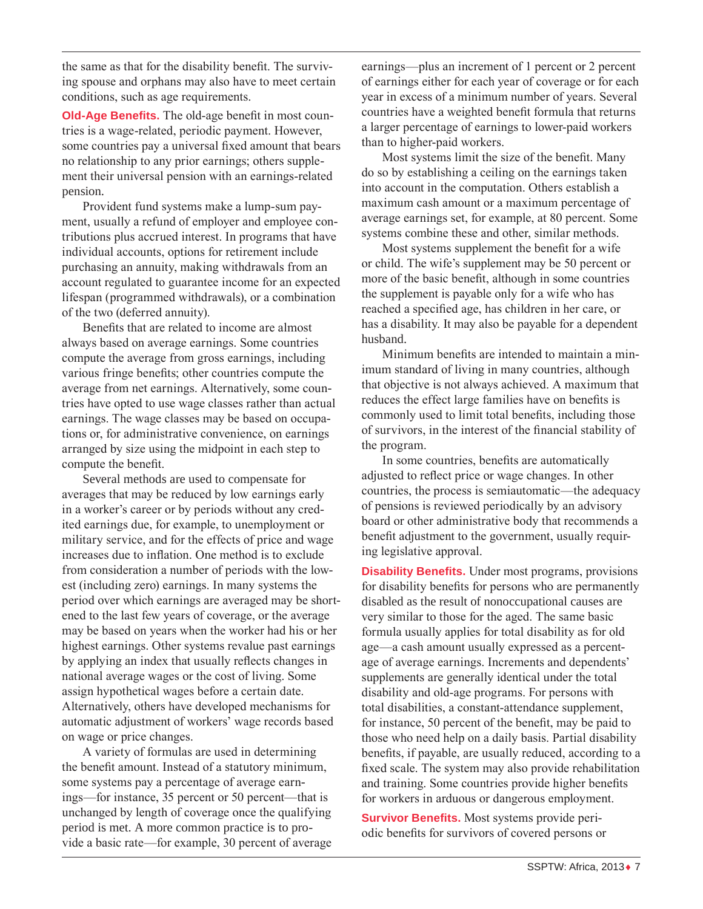the same as that for the disability benefit. The surviving spouse and orphans may also have to meet certain conditions, such as age requirements.

**Old-Age Benefits.** The old-age benefit in most countries is a wage-related, periodic payment. However, some countries pay a universal fixed amount that bears no relationship to any prior earnings; others supplement their universal pension with an earnings-related pension.

Provident fund systems make a lump-sum payment, usually a refund of employer and employee contributions plus accrued interest. In programs that have individual accounts, options for retirement include purchasing an annuity, making withdrawals from an account regulated to guarantee income for an expected lifespan (programmed withdrawals), or a combination of the two (deferred annuity).

Benefits that are related to income are almost always based on average earnings. Some countries compute the average from gross earnings, including various fringe benefits; other countries compute the average from net earnings. Alternatively, some countries have opted to use wage classes rather than actual earnings. The wage classes may be based on occupations or, for administrative convenience, on earnings arranged by size using the midpoint in each step to compute the benefit.

Several methods are used to compensate for averages that may be reduced by low earnings early in a worker's career or by periods without any credited earnings due, for example, to unemployment or military service, and for the effects of price and wage increases due to inflation. One method is to exclude from consideration a number of periods with the lowest (including zero) earnings. In many systems the period over which earnings are averaged may be shortened to the last few years of coverage, or the average may be based on years when the worker had his or her highest earnings. Other systems revalue past earnings by applying an index that usually reflects changes in national average wages or the cost of living. Some assign hypothetical wages before a certain date. Alternatively, others have developed mechanisms for automatic adjustment of workers' wage records based on wage or price changes.

A variety of formulas are used in determining the benefit amount. Instead of a statutory minimum, some systems pay a percentage of average earnings—for instance, 35 percent or 50 percent—that is unchanged by length of coverage once the qualifying period is met. A more common practice is to provide a basic rate—for example, 30 percent of average earnings—plus an increment of 1 percent or 2 percent of earnings either for each year of coverage or for each year in excess of a minimum number of years. Several countries have a weighted benefit formula that returns a larger percentage of earnings to lower-paid workers than to higher-paid workers.

Most systems limit the size of the benefit. Many do so by establishing a ceiling on the earnings taken into account in the computation. Others establish a maximum cash amount or a maximum percentage of average earnings set, for example, at 80 percent. Some systems combine these and other, similar methods.

Most systems supplement the benefit for a wife or child. The wife's supplement may be 50 percent or more of the basic benefit, although in some countries the supplement is payable only for a wife who has reached a specified age, has children in her care, or has a disability. It may also be payable for a dependent husband.

Minimum benefits are intended to maintain a minimum standard of living in many countries, although that objective is not always achieved. A maximum that reduces the effect large families have on benefits is commonly used to limit total benefits, including those of survivors, in the interest of the financial stability of the program.

In some countries, benefits are automatically adjusted to reflect price or wage changes. In other countries, the process is semiautomatic—the adequacy of pensions is reviewed periodically by an advisory board or other administrative body that recommends a benefit adjustment to the government, usually requiring legislative approval.

**Disability Benefits.** Under most programs, provisions for disability benefits for persons who are permanently disabled as the result of nonoccupational causes are very similar to those for the aged. The same basic formula usually applies for total disability as for old age—a cash amount usually expressed as a percentage of average earnings. Increments and dependents' supplements are generally identical under the total disability and old-age programs. For persons with total disabilities, a constant-attendance supplement, for instance, 50 percent of the benefit, may be paid to those who need help on a daily basis. Partial disability benefits, if payable, are usually reduced, according to a fixed scale. The system may also provide rehabilitation and training. Some countries provide higher benefits for workers in arduous or dangerous employment.

**Survivor Benefits.** Most systems provide periodic benefits for survivors of covered persons or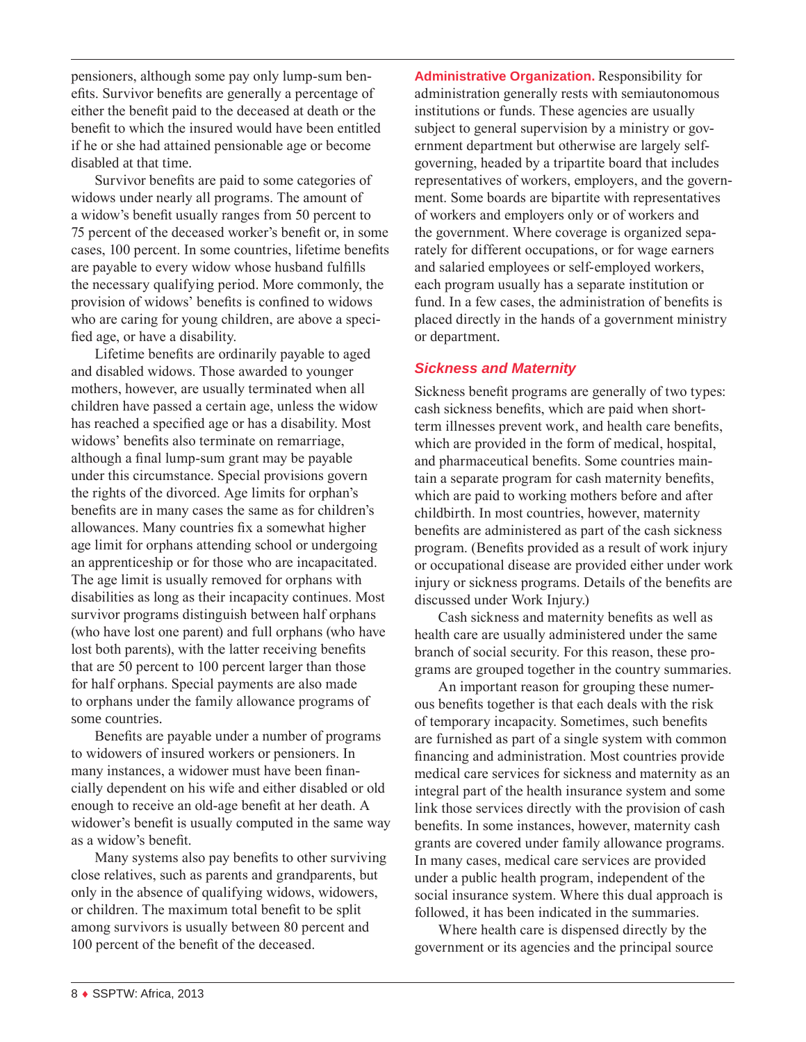pensioners, although some pay only lump-sum benefits. Survivor benefits are generally a percentage of either the benefit paid to the deceased at death or the benefit to which the insured would have been entitled if he or she had attained pensionable age or become disabled at that time.

Survivor benefits are paid to some categories of widows under nearly all programs. The amount of a widow's benefit usually ranges from 50 percent to 75 percent of the deceased worker's benefit or, in some cases, 100 percent. In some countries, lifetime benefits are payable to every widow whose husband fulfills the necessary qualifying period. More commonly, the provision of widows' benefits is confined to widows who are caring for young children, are above a specified age, or have a disability.

Lifetime benefits are ordinarily payable to aged and disabled widows. Those awarded to younger mothers, however, are usually terminated when all children have passed a certain age, unless the widow has reached a specified age or has a disability. Most widows' benefits also terminate on remarriage, although a final lump-sum grant may be payable under this circumstance. Special provisions govern the rights of the divorced. Age limits for orphan's benefits are in many cases the same as for children's allowances. Many countries fix a somewhat higher age limit for orphans attending school or undergoing an apprenticeship or for those who are incapacitated. The age limit is usually removed for orphans with disabilities as long as their incapacity continues. Most survivor programs distinguish between half orphans (who have lost one parent) and full orphans (who have lost both parents), with the latter receiving benefits that are 50 percent to 100 percent larger than those for half orphans. Special payments are also made to orphans under the family allowance programs of some countries.

Benefits are payable under a number of programs to widowers of insured workers or pensioners. In many instances, a widower must have been financially dependent on his wife and either disabled or old enough to receive an old-age benefit at her death. A widower's benefit is usually computed in the same way as a widow's benefit.

Many systems also pay benefits to other surviving close relatives, such as parents and grandparents, but only in the absence of qualifying widows, widowers, or children. The maximum total benefit to be split among survivors is usually between 80 percent and 100 percent of the benefit of the deceased.

**Administrative Organization.** Responsibility for administration generally rests with semiautonomous institutions or funds. These agencies are usually subject to general supervision by a ministry or government department but otherwise are largely self-governing, headed by a tripartite board that includes representatives of workers, employers, and the government. Some boards are bipartite with representatives of workers and employers only or of workers and the government. Where coverage is organized separately for different occupations, or for wage earners and salaried employees or self-employed workers, each program usually has a separate institution or fund. In a few cases, the administration of benefits is placed directly in the hands of a government ministry or department.

### *Sickness and Maternity*

Sickness benefit programs are generally of two types: cash sickness benefits, which are paid when short-term illnesses prevent work, and health care benefits, which are provided in the form of medical, hospital, and pharmaceutical benefits. Some countries maintain a separate program for cash maternity benefits, which are paid to working mothers before and after childbirth. In most countries, however, maternity benefits are administered as part of the cash sickness program. (Benefits provided as a result of work injury or occupational disease are provided either under work injury or sickness programs. Details of the benefits are discussed under Work Injury.)

Cash sickness and maternity benefits as well as health care are usually administered under the same branch of social security. For this reason, these programs are grouped together in the country summaries.

An important reason for grouping these numerous benefits together is that each deals with the risk of temporary incapacity. Sometimes, such benefits are furnished as part of a single system with common financing and administration. Most countries provide medical care services for sickness and maternity as an integral part of the health insurance system and some link those services directly with the provision of cash benefits. In some instances, however, maternity cash grants are covered under family allowance programs. In many cases, medical care services are provided under a public health program, independent of the social insurance system. Where this dual approach is followed, it has been indicated in the summaries.

Where health care is dispensed directly by the government or its agencies and the principal source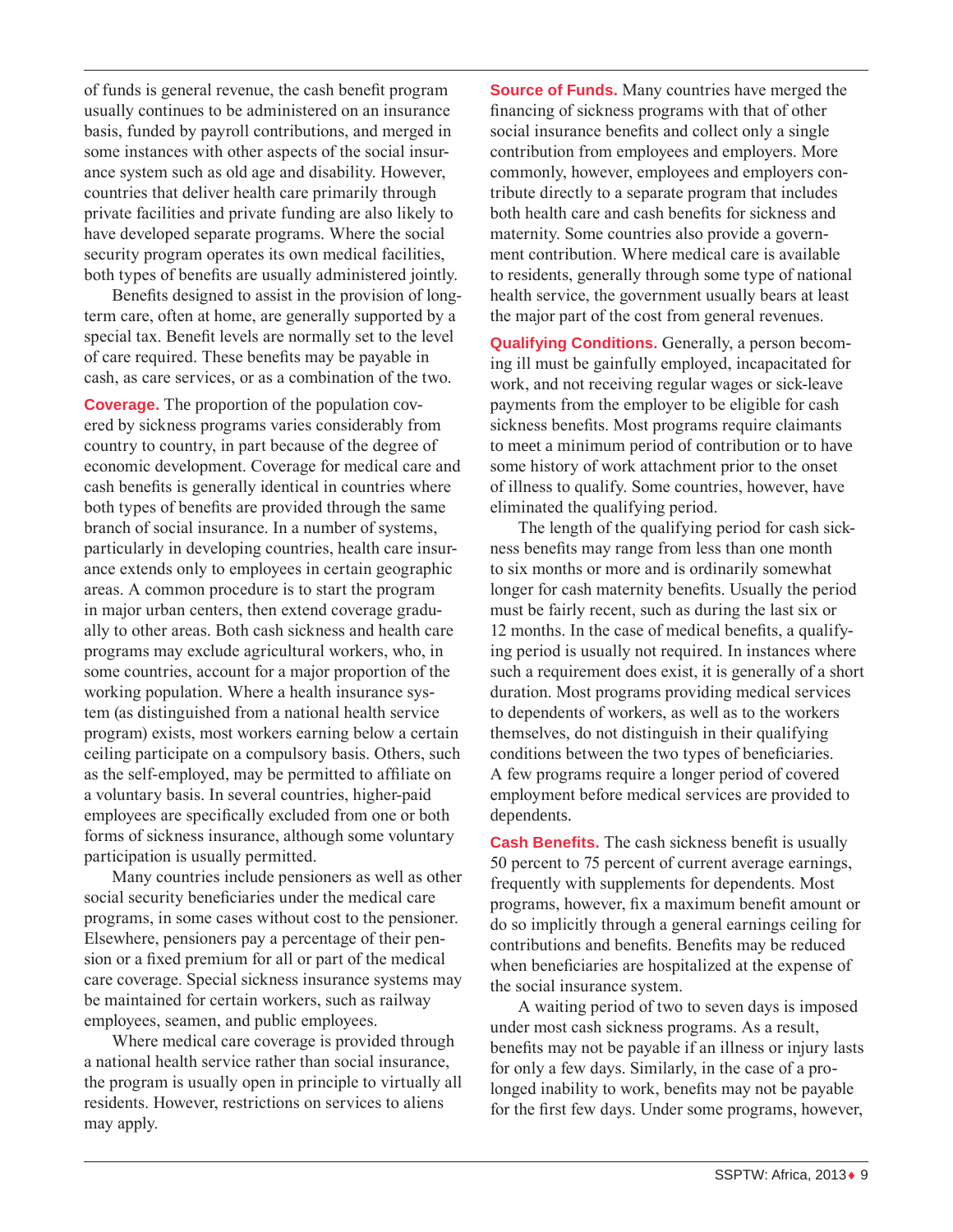of funds is general revenue, the cash benefit program usually continues to be administered on an insurance basis, funded by payroll contributions, and merged in some instances with other aspects of the social insurance system such as old age and disability. However, countries that deliver health care primarily through private facilities and private funding are also likely to have developed separate programs. Where the social security program operates its own medical facilities, both types of benefits are usually administered jointly.

Benefits designed to assist in the provision of long-term care, often at home, are generally supported by a special tax. Benefit levels are normally set to the level of care required. These benefits may be payable in cash, as care services, or as a combination of the two.

**Coverage.** The proportion of the population covered by sickness programs varies considerably from country to country, in part because of the degree of economic development. Coverage for medical care and cash benefits is generally identical in countries where both types of benefits are provided through the same branch of social insurance. In a number of systems, particularly in developing countries, health care insurance extends only to employees in certain geographic areas. A common procedure is to start the program in major urban centers, then extend coverage gradually to other areas. Both cash sickness and health care programs may exclude agricultural workers, who, in some countries, account for a major proportion of the working population. Where a health insurance system (as distinguished from a national health service program) exists, most workers earning below a certain ceiling participate on a compulsory basis. Others, such as the self-employed, may be permitted to affiliate on a voluntary basis. In several countries, higher-paid employees are specifically excluded from one or both forms of sickness insurance, although some voluntary participation is usually permitted.

Many countries include pensioners as well as other social security beneficiaries under the medical care programs, in some cases without cost to the pensioner. Elsewhere, pensioners pay a percentage of their pension or a fixed premium for all or part of the medical care coverage. Special sickness insurance systems may be maintained for certain workers, such as railway employees, seamen, and public employees.

Where medical care coverage is provided through a national health service rather than social insurance, the program is usually open in principle to virtually all residents. However, restrictions on services to aliens may apply.

**Source of Funds.** Many countries have merged the financing of sickness programs with that of other social insurance benefits and collect only a single contribution from employees and employers. More commonly, however, employees and employers contribute directly to a separate program that includes both health care and cash benefits for sickness and maternity. Some countries also provide a government contribution. Where medical care is available to residents, generally through some type of national health service, the government usually bears at least the major part of the cost from general revenues.

**Qualifying Conditions.** Generally, a person becoming ill must be gainfully employed, incapacitated for work, and not receiving regular wages or sick-leave payments from the employer to be eligible for cash sickness benefits. Most programs require claimants to meet a minimum period of contribution or to have some history of work attachment prior to the onset of illness to qualify. Some countries, however, have eliminated the qualifying period.

The length of the qualifying period for cash sickness benefits may range from less than one month to six months or more and is ordinarily somewhat longer for cash maternity benefits. Usually the period must be fairly recent, such as during the last six or 12 months. In the case of medical benefits, a qualifying period is usually not required. In instances where such a requirement does exist, it is generally of a short duration. Most programs providing medical services to dependents of workers, as well as to the workers themselves, do not distinguish in their qualifying conditions between the two types of beneficiaries. A few programs require a longer period of covered employment before medical services are provided to dependents.

**Cash Benefits.** The cash sickness benefit is usually 50 percent to 75 percent of current average earnings, frequently with supplements for dependents. Most programs, however, fix a maximum benefit amount or do so implicitly through a general earnings ceiling for contributions and benefits. Benefits may be reduced when beneficiaries are hospitalized at the expense of the social insurance system.

A waiting period of two to seven days is imposed under most cash sickness programs. As a result, benefits may not be payable if an illness or injury lasts for only a few days. Similarly, in the case of a prolonged inability to work, benefits may not be payable for the first few days. Under some programs, however,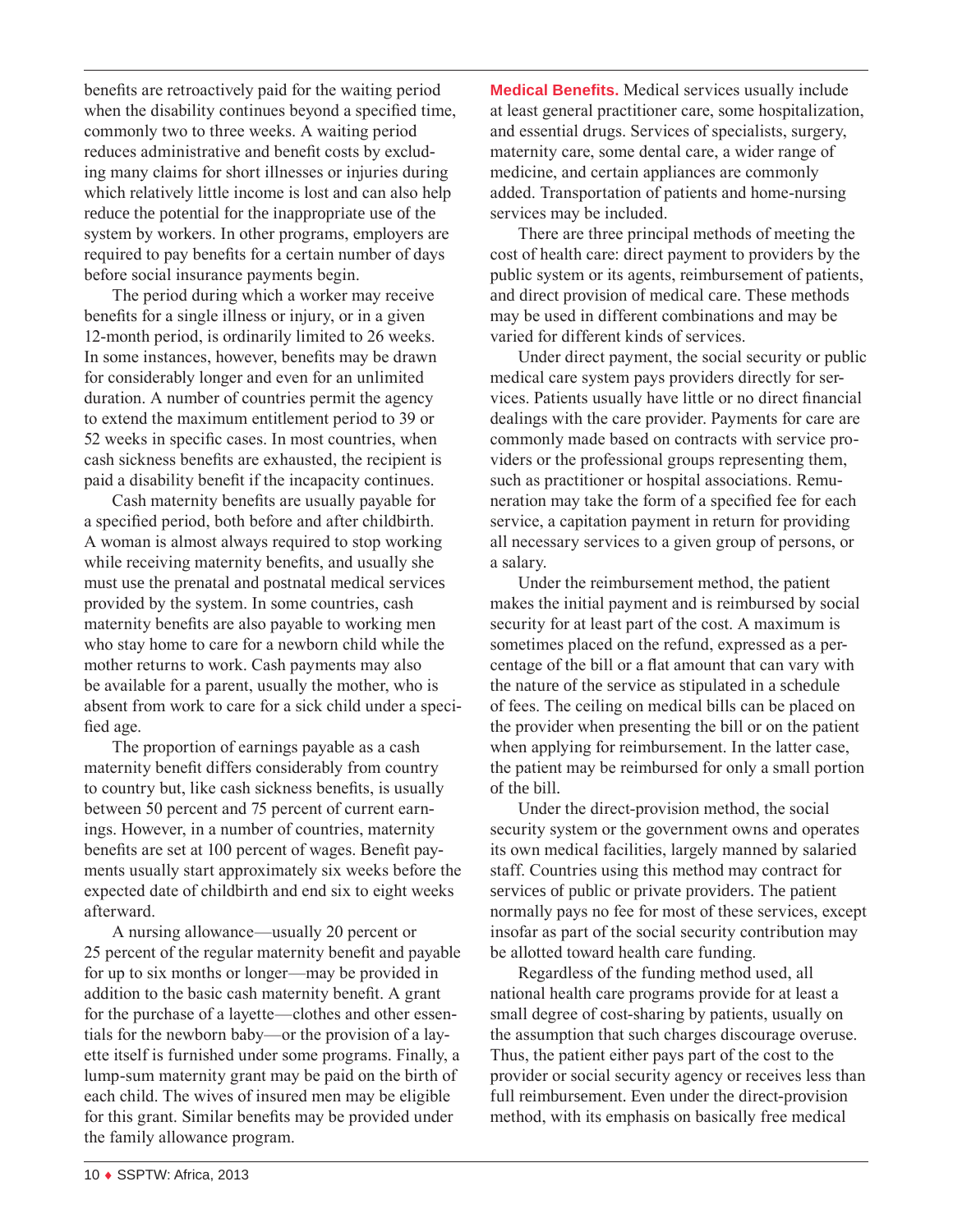benefits are retroactively paid for the waiting period when the disability continues beyond a specified time, commonly two to three weeks. A waiting period reduces administrative and benefit costs by excluding many claims for short illnesses or injuries during which relatively little income is lost and can also help reduce the potential for the inappropriate use of the system by workers. In other programs, employers are required to pay benefits for a certain number of days before social insurance payments begin.

The period during which a worker may receive benefits for a single illness or injury, or in a given 12-month period, is ordinarily limited to 26 weeks. In some instances, however, benefits may be drawn for considerably longer and even for an unlimited duration. A number of countries permit the agency to extend the maximum entitlement period to 39 or 52 weeks in specific cases. In most countries, when cash sickness benefits are exhausted, the recipient is paid a disability benefit if the incapacity continues.

Cash maternity benefits are usually payable for a specified period, both before and after childbirth. A woman is almost always required to stop working while receiving maternity benefits, and usually she must use the prenatal and postnatal medical services provided by the system. In some countries, cash maternity benefits are also payable to working men who stay home to care for a newborn child while the mother returns to work. Cash payments may also be available for a parent, usually the mother, who is absent from work to care for a sick child under a specified age.

The proportion of earnings payable as a cash maternity benefit differs considerably from country to country but, like cash sickness benefits, is usually between 50 percent and 75 percent of current earnings. However, in a number of countries, maternity benefits are set at 100 percent of wages. Benefit payments usually start approximately six weeks before the expected date of childbirth and end six to eight weeks afterward.

A nursing allowance—usually 20 percent or 25 percent of the regular maternity benefit and payable for up to six months or longer—may be provided in addition to the basic cash maternity benefit. A grant for the purchase of a layette—clothes and other essentials for the newborn baby—or the provision of a layette itself is furnished under some programs. Finally, a lump-sum maternity grant may be paid on the birth of each child. The wives of insured men may be eligible for this grant. Similar benefits may be provided under the family allowance program.

**Medical Benefits.** Medical services usually include at least general practitioner care, some hospitalization, and essential drugs. Services of specialists, surgery, maternity care, some dental care, a wider range of medicine, and certain appliances are commonly added. Transportation of patients and home-nursing services may be included.

There are three principal methods of meeting the cost of health care: direct payment to providers by the public system or its agents, reimbursement of patients, and direct provision of medical care. These methods may be used in different combinations and may be varied for different kinds of services.

Under direct payment, the social security or public medical care system pays providers directly for services. Patients usually have little or no direct financial dealings with the care provider. Payments for care are commonly made based on contracts with service providers or the professional groups representing them, such as practitioner or hospital associations. Remuneration may take the form of a specified fee for each service, a capitation payment in return for providing all necessary services to a given group of persons, or a salary.

Under the reimbursement method, the patient makes the initial payment and is reimbursed by social security for at least part of the cost. A maximum is sometimes placed on the refund, expressed as a percentage of the bill or a flat amount that can vary with the nature of the service as stipulated in a schedule of fees. The ceiling on medical bills can be placed on the provider when presenting the bill or on the patient when applying for reimbursement. In the latter case, the patient may be reimbursed for only a small portion of the bill.

Under the direct-provision method, the social security system or the government owns and operates its own medical facilities, largely manned by salaried staff. Countries using this method may contract for services of public or private providers. The patient normally pays no fee for most of these services, except insofar as part of the social security contribution may be allotted toward health care funding.

Regardless of the funding method used, all national health care programs provide for at least a small degree of cost-sharing by patients, usually on the assumption that such charges discourage overuse. Thus, the patient either pays part of the cost to the provider or social security agency or receives less than full reimbursement. Even under the direct-provision method, with its emphasis on basically free medical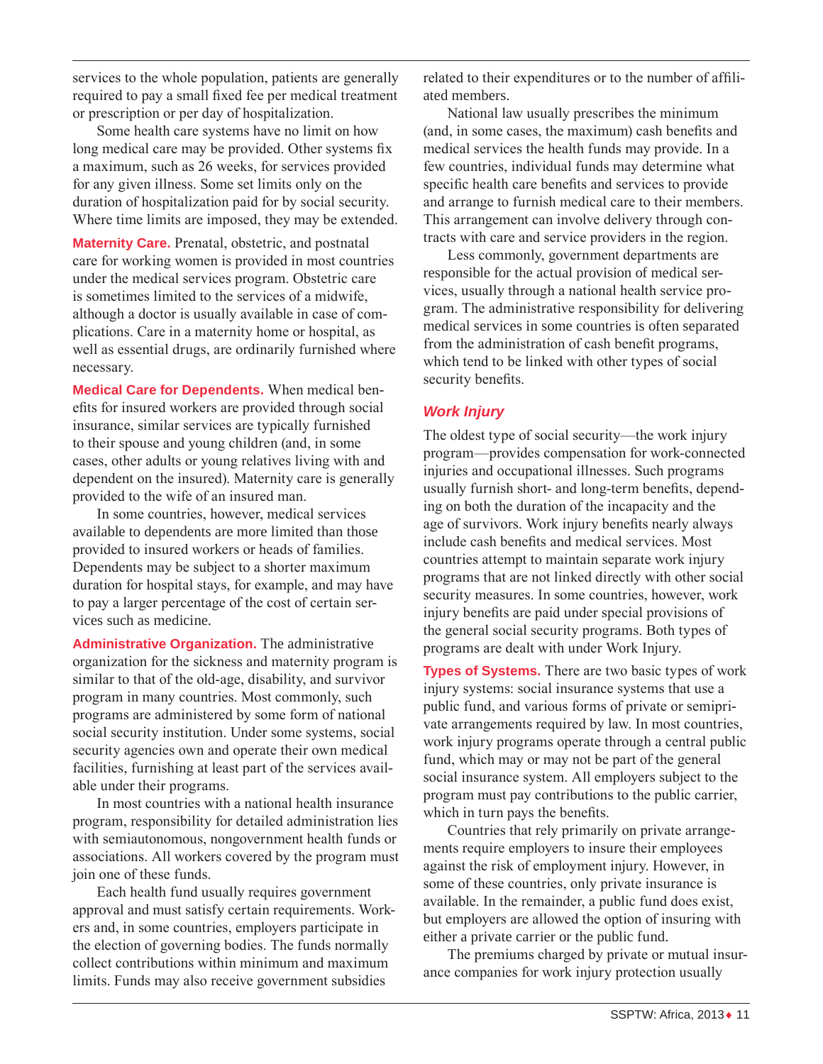services to the whole population, patients are generally required to pay a small fixed fee per medical treatment or prescription or per day of hospitalization.

Some health care systems have no limit on how long medical care may be provided. Other systems fix a maximum, such as 26 weeks, for services provided for any given illness. Some set limits only on the duration of hospitalization paid for by social security. Where time limits are imposed, they may be extended.

**Maternity Care.** Prenatal, obstetric, and postnatal care for working women is provided in most countries under the medical services program. Obstetric care is sometimes limited to the services of a midwife, although a doctor is usually available in case of complications. Care in a maternity home or hospital, as well as essential drugs, are ordinarily furnished where necessary.

**Medical Care for Dependents.** When medical benefits for insured workers are provided through social insurance, similar services are typically furnished to their spouse and young children (and, in some cases, other adults or young relatives living with and dependent on the insured). Maternity care is generally provided to the wife of an insured man.

In some countries, however, medical services available to dependents are more limited than those provided to insured workers or heads of families. Dependents may be subject to a shorter maximum duration for hospital stays, for example, and may have to pay a larger percentage of the cost of certain services such as medicine.

**Administrative Organization.** The administrative organization for the sickness and maternity program is similar to that of the old-age, disability, and survivor program in many countries. Most commonly, such programs are administered by some form of national social security institution. Under some systems, social security agencies own and operate their own medical facilities, furnishing at least part of the services available under their programs.

In most countries with a national health insurance program, responsibility for detailed administration lies with semiautonomous, nongovernment health funds or associations. All workers covered by the program must join one of these funds.

Each health fund usually requires government approval and must satisfy certain requirements. Workers and, in some countries, employers participate in the election of governing bodies. The funds normally collect contributions within minimum and maximum limits. Funds may also receive government subsidies related to their expenditures or to the number of affiliated members.

National law usually prescribes the minimum (and, in some cases, the maximum) cash benefits and medical services the health funds may provide. In a few countries, individual funds may determine what specific health care benefits and services to provide and arrange to furnish medical care to their members. This arrangement can involve delivery through contracts with care and service providers in the region.

Less commonly, government departments are responsible for the actual provision of medical services, usually through a national health service program. The administrative responsibility for delivering medical services in some countries is often separated from the administration of cash benefit programs, which tend to be linked with other types of social security benefits.

## *Work Injury*

The oldest type of social security—the work injury program—provides compensation for work-connected injuries and occupational illnesses. Such programs usually furnish short- and long-term benefits, depending on both the duration of the incapacity and the age of survivors. Work injury benefits nearly always include cash benefits and medical services. Most countries attempt to maintain separate work injury programs that are not linked directly with other social security measures. In some countries, however, work injury benefits are paid under special provisions of the general social security programs. Both types of programs are dealt with under Work Injury.

**Types of Systems.** There are two basic types of work injury systems: social insurance systems that use a public fund, and various forms of private or semiprivate arrangements required by law. In most countries, work injury programs operate through a central public fund, which may or may not be part of the general social insurance system. All employers subject to the program must pay contributions to the public carrier, which in turn pays the benefits.

Countries that rely primarily on private arrangements require employers to insure their employees against the risk of employment injury. However, in some of these countries, only private insurance is available. In the remainder, a public fund does exist, but employers are allowed the option of insuring with either a private carrier or the public fund.

The premiums charged by private or mutual insurance companies for work injury protection usually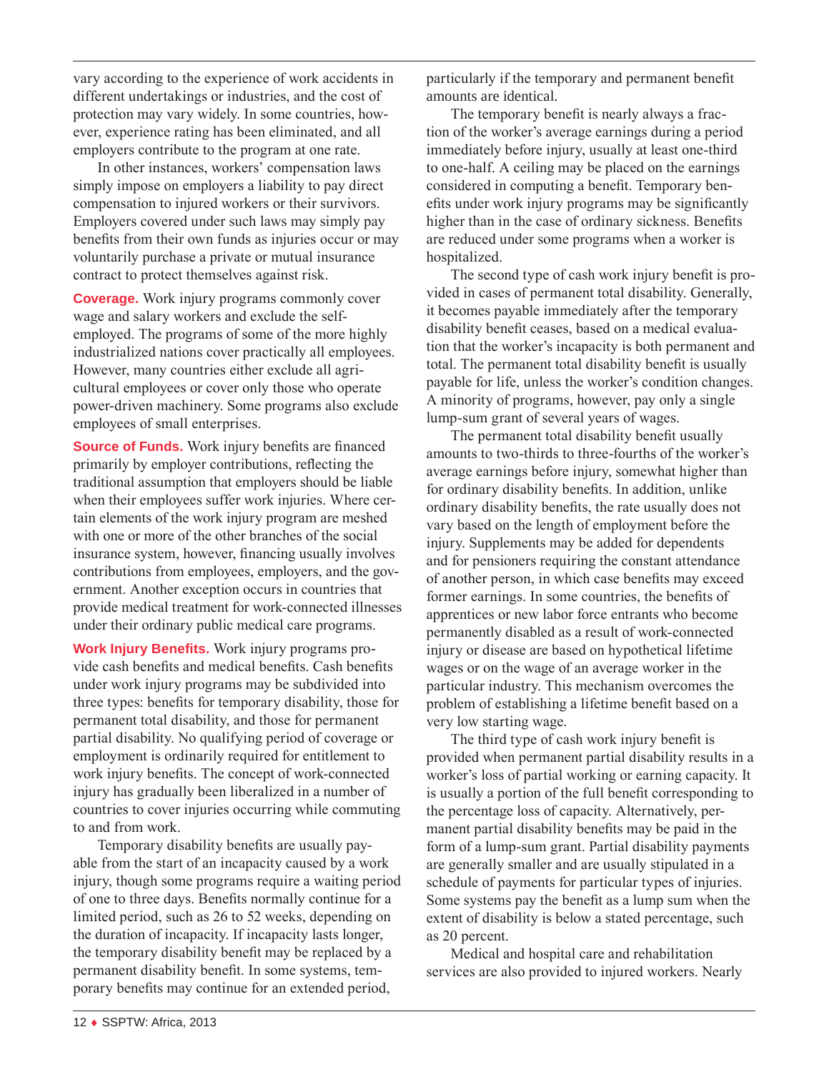vary according to the experience of work accidents in different undertakings or industries, and the cost of protection may vary widely. In some countries, however, experience rating has been eliminated, and all employers contribute to the program at one rate.

In other instances, workers' compensation laws simply impose on employers a liability to pay direct compensation to injured workers or their survivors. Employers covered under such laws may simply pay benefits from their own funds as injuries occur or may voluntarily purchase a private or mutual insurance contract to protect themselves against risk.

**Coverage.** Work injury programs commonly cover wage and salary workers and exclude the self-employed. The programs of some of the more highly industrialized nations cover practically all employees. However, many countries either exclude all agricultural employees or cover only those who operate power-driven machinery. Some programs also exclude employees of small enterprises.

**Source of Funds.** Work injury benefits are financed primarily by employer contributions, reflecting the traditional assumption that employers should be liable when their employees suffer work injuries. Where certain elements of the work injury program are meshed with one or more of the other branches of the social insurance system, however, financing usually involves contributions from employees, employers, and the government. Another exception occurs in countries that provide medical treatment for work-connected illnesses under their ordinary public medical care programs.

**Work Injury Benefits.** Work injury programs provide cash benefits and medical benefits. Cash benefits under work injury programs may be subdivided into three types: benefits for temporary disability, those for permanent total disability, and those for permanent partial disability. No qualifying period of coverage or employment is ordinarily required for entitlement to work injury benefits. The concept of work-connected injury has gradually been liberalized in a number of countries to cover injuries occurring while commuting to and from work.

Temporary disability benefits are usually payable from the start of an incapacity caused by a work injury, though some programs require a waiting period of one to three days. Benefits normally continue for a limited period, such as 26 to 52 weeks, depending on the duration of incapacity. If incapacity lasts longer, the temporary disability benefit may be replaced by a permanent disability benefit. In some systems, temporary benefits may continue for an extended period, particularly if the temporary and permanent benefit amounts are identical.

The temporary benefit is nearly always a fraction of the worker's average earnings during a period immediately before injury, usually at least one-third to one-half. A ceiling may be placed on the earnings considered in computing a benefit. Temporary benefits under work injury programs may be significantly higher than in the case of ordinary sickness. Benefits are reduced under some programs when a worker is hospitalized.

The second type of cash work injury benefit is provided in cases of permanent total disability. Generally, it becomes payable immediately after the temporary disability benefit ceases, based on a medical evaluation that the worker's incapacity is both permanent and total. The permanent total disability benefit is usually payable for life, unless the worker's condition changes. A minority of programs, however, pay only a single lump-sum grant of several years of wages.

The permanent total disability benefit usually amounts to two-thirds to three-fourths of the worker's average earnings before injury, somewhat higher than for ordinary disability benefits. In addition, unlike ordinary disability benefits, the rate usually does not vary based on the length of employment before the injury. Supplements may be added for dependents and for pensioners requiring the constant attendance of another person, in which case benefits may exceed former earnings. In some countries, the benefits of apprentices or new labor force entrants who become permanently disabled as a result of work-connected injury or disease are based on hypothetical lifetime wages or on the wage of an average worker in the particular industry. This mechanism overcomes the problem of establishing a lifetime benefit based on a very low starting wage.

The third type of cash work injury benefit is provided when permanent partial disability results in a worker's loss of partial working or earning capacity. It is usually a portion of the full benefit corresponding to the percentage loss of capacity. Alternatively, permanent partial disability benefits may be paid in the form of a lump-sum grant. Partial disability payments are generally smaller and are usually stipulated in a schedule of payments for particular types of injuries. Some systems pay the benefit as a lump sum when the extent of disability is below a stated percentage, such as 20 percent.

Medical and hospital care and rehabilitation services are also provided to injured workers. Nearly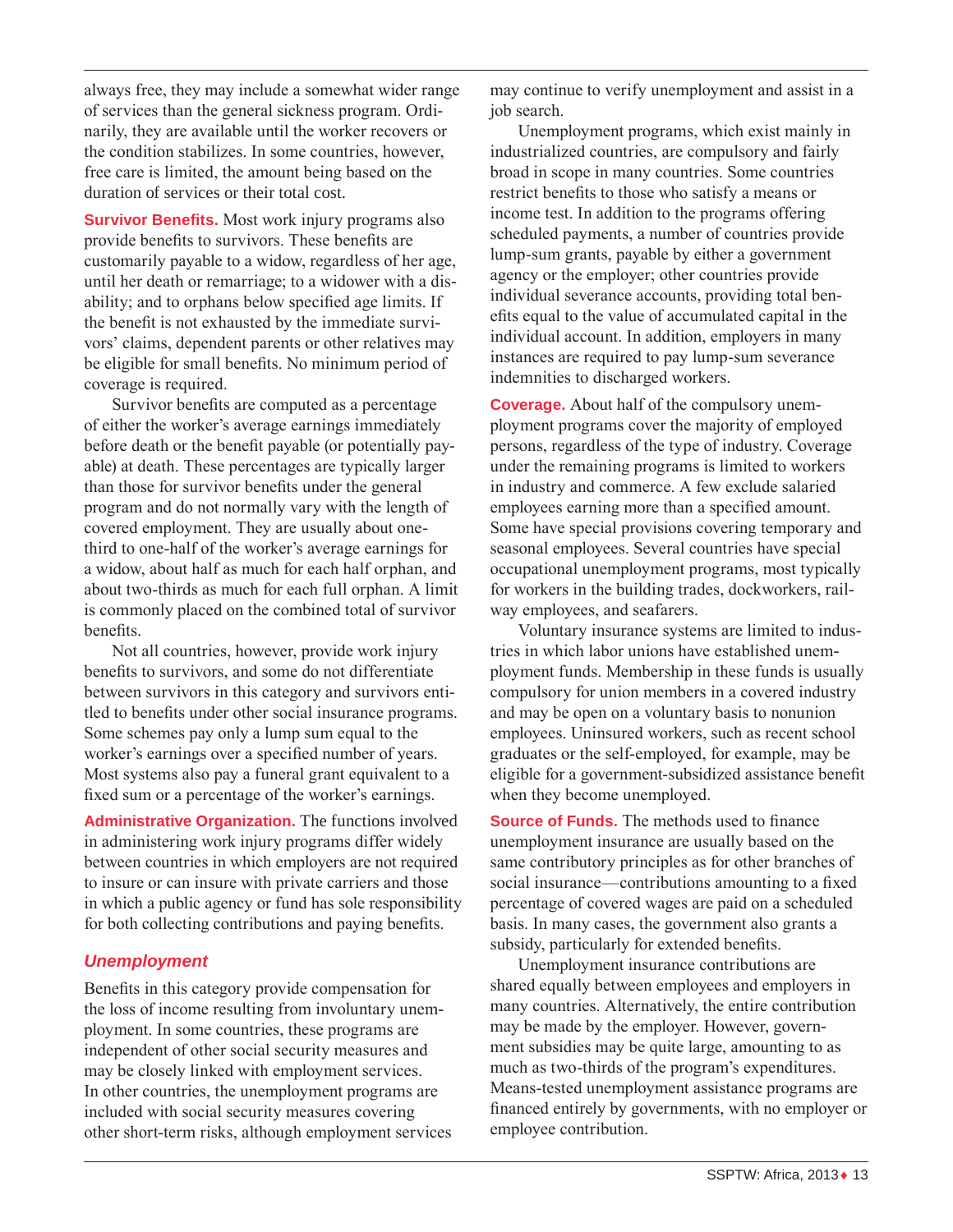always free, they may include a somewhat wider range of services than the general sickness program. Ordinarily, they are available until the worker recovers or the condition stabilizes. In some countries, however, free care is limited, the amount being based on the duration of services or their total cost.

**Survivor Benefits.** Most work injury programs also provide benefits to survivors. These benefits are customarily payable to a widow, regardless of her age, until her death or remarriage; to a widower with a disability; and to orphans below specified age limits. If the benefit is not exhausted by the immediate survivors' claims, dependent parents or other relatives may be eligible for small benefits. No minimum period of coverage is required.

Survivor benefits are computed as a percentage of either the worker's average earnings immediately before death or the benefit payable (or potentially payable) at death. These percentages are typically larger than those for survivor benefits under the general program and do not normally vary with the length of covered employment. They are usually about one-third to one-half of the worker's average earnings for a widow, about half as much for each half orphan, and about two-thirds as much for each full orphan. A limit is commonly placed on the combined total of survivor benefits.

Not all countries, however, provide work injury benefits to survivors, and some do not differentiate between survivors in this category and survivors entitled to benefits under other social insurance programs. Some schemes pay only a lump sum equal to the worker's earnings over a specified number of years. Most systems also pay a funeral grant equivalent to a fixed sum or a percentage of the worker's earnings.

**Administrative Organization.** The functions involved in administering work injury programs differ widely between countries in which employers are not required to insure or can insure with private carriers and those in which a public agency or fund has sole responsibility for both collecting contributions and paying benefits.

### *Unemployment*

Benefits in this category provide compensation for the loss of income resulting from involuntary unemployment. In some countries, these programs are independent of other social security measures and may be closely linked with employment services. In other countries, the unemployment programs are included with social security measures covering other short-term risks, although employment services may continue to verify unemployment and assist in a job search.

Unemployment programs, which exist mainly in industrialized countries, are compulsory and fairly broad in scope in many countries. Some countries restrict benefits to those who satisfy a means or income test. In addition to the programs offering scheduled payments, a number of countries provide lump-sum grants, payable by either a government agency or the employer; other countries provide individual severance accounts, providing total benefits equal to the value of accumulated capital in the individual account. In addition, employers in many instances are required to pay lump-sum severance indemnities to discharged workers.

**Coverage.** About half of the compulsory unemployment programs cover the majority of employed persons, regardless of the type of industry. Coverage under the remaining programs is limited to workers in industry and commerce. A few exclude salaried employees earning more than a specified amount. Some have special provisions covering temporary and seasonal employees. Several countries have special occupational unemployment programs, most typically for workers in the building trades, dockworkers, railway employees, and seafarers.

Voluntary insurance systems are limited to industries in which labor unions have established unemployment funds. Membership in these funds is usually compulsory for union members in a covered industry and may be open on a voluntary basis to nonunion employees. Uninsured workers, such as recent school graduates or the self-employed, for example, may be eligible for a government-subsidized assistance benefit when they become unemployed.

**Source of Funds.** The methods used to finance unemployment insurance are usually based on the same contributory principles as for other branches of social insurance—contributions amounting to a fixed percentage of covered wages are paid on a scheduled basis. In many cases, the government also grants a subsidy, particularly for extended benefits.

Unemployment insurance contributions are shared equally between employees and employers in many countries. Alternatively, the entire contribution may be made by the employer. However, government subsidies may be quite large, amounting to as much as two-thirds of the program's expenditures. Means-tested unemployment assistance programs are financed entirely by governments, with no employer or employee contribution.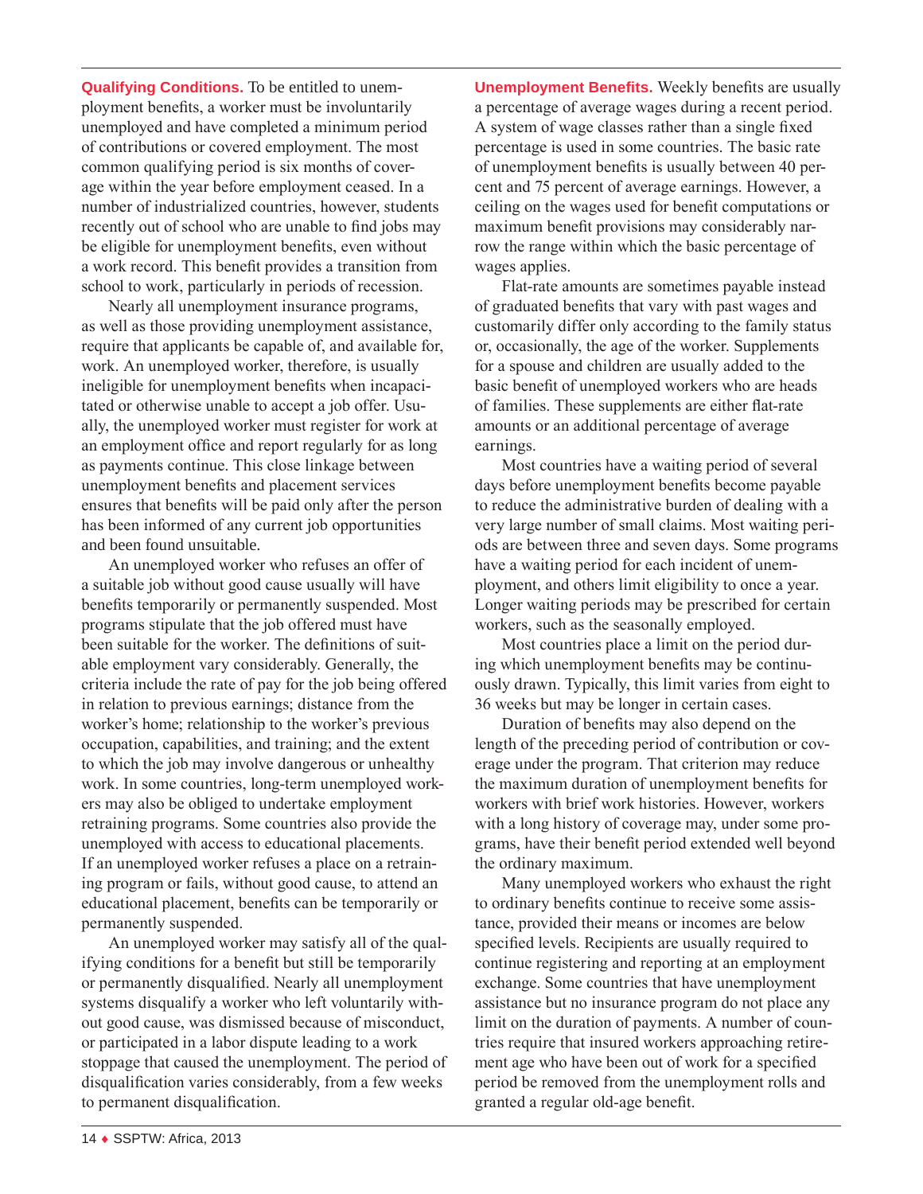**Qualifying Conditions.** To be entitled to unemployment benefits, a worker must be involuntarily unemployed and have completed a minimum period of contributions or covered employment. The most common qualifying period is six months of coverage within the year before employment ceased. In a number of industrialized countries, however, students recently out of school who are unable to find jobs may be eligible for unemployment benefits, even without a work record. This benefit provides a transition from school to work, particularly in periods of recession.

Nearly all unemployment insurance programs, as well as those providing unemployment assistance, require that applicants be capable of, and available for, work. An unemployed worker, therefore, is usually ineligible for unemployment benefits when incapacitated or otherwise unable to accept a job offer. Usually, the unemployed worker must register for work at an employment office and report regularly for as long as payments continue. This close linkage between unemployment benefits and placement services ensures that benefits will be paid only after the person has been informed of any current job opportunities and been found unsuitable.

An unemployed worker who refuses an offer of a suitable job without good cause usually will have benefits temporarily or permanently suspended. Most programs stipulate that the job offered must have been suitable for the worker. The definitions of suitable employment vary considerably. Generally, the criteria include the rate of pay for the job being offered in relation to previous earnings; distance from the worker's home; relationship to the worker's previous occupation, capabilities, and training; and the extent to which the job may involve dangerous or unhealthy work. In some countries, long-term unemployed workers may also be obliged to undertake employment retraining programs. Some countries also provide the unemployed with access to educational placements. If an unemployed worker refuses a place on a retraining program or fails, without good cause, to attend an educational placement, benefits can be temporarily or permanently suspended.

An unemployed worker may satisfy all of the qualifying conditions for a benefit but still be temporarily or permanently disqualified. Nearly all unemployment systems disqualify a worker who left voluntarily without good cause, was dismissed because of misconduct, or participated in a labor dispute leading to a work stoppage that caused the unemployment. The period of disqualification varies considerably, from a few weeks to permanent disqualification.

**Unemployment Benefits.** Weekly benefits are usually a percentage of average wages during a recent period. A system of wage classes rather than a single fixed percentage is used in some countries. The basic rate of unemployment benefits is usually between 40 percent and 75 percent of average earnings. However, a ceiling on the wages used for benefit computations or maximum benefit provisions may considerably narrow the range within which the basic percentage of wages applies.

Flat-rate amounts are sometimes payable instead of graduated benefits that vary with past wages and customarily differ only according to the family status or, occasionally, the age of the worker. Supplements for a spouse and children are usually added to the basic benefit of unemployed workers who are heads of families. These supplements are either flat-rate amounts or an additional percentage of average earnings.

Most countries have a waiting period of several days before unemployment benefits become payable to reduce the administrative burden of dealing with a very large number of small claims. Most waiting periods are between three and seven days. Some programs have a waiting period for each incident of unemployment, and others limit eligibility to once a year. Longer waiting periods may be prescribed for certain workers, such as the seasonally employed.

Most countries place a limit on the period during which unemployment benefits may be continuously drawn. Typically, this limit varies from eight to 36 weeks but may be longer in certain cases.

Duration of benefits may also depend on the length of the preceding period of contribution or coverage under the program. That criterion may reduce the maximum duration of unemployment benefits for workers with brief work histories. However, workers with a long history of coverage may, under some programs, have their benefit period extended well beyond the ordinary maximum.

Many unemployed workers who exhaust the right to ordinary benefits continue to receive some assistance, provided their means or incomes are below specified levels. Recipients are usually required to continue registering and reporting at an employment exchange. Some countries that have unemployment assistance but no insurance program do not place any limit on the duration of payments. A number of countries require that insured workers approaching retirement age who have been out of work for a specified period be removed from the unemployment rolls and granted a regular old-age benefit.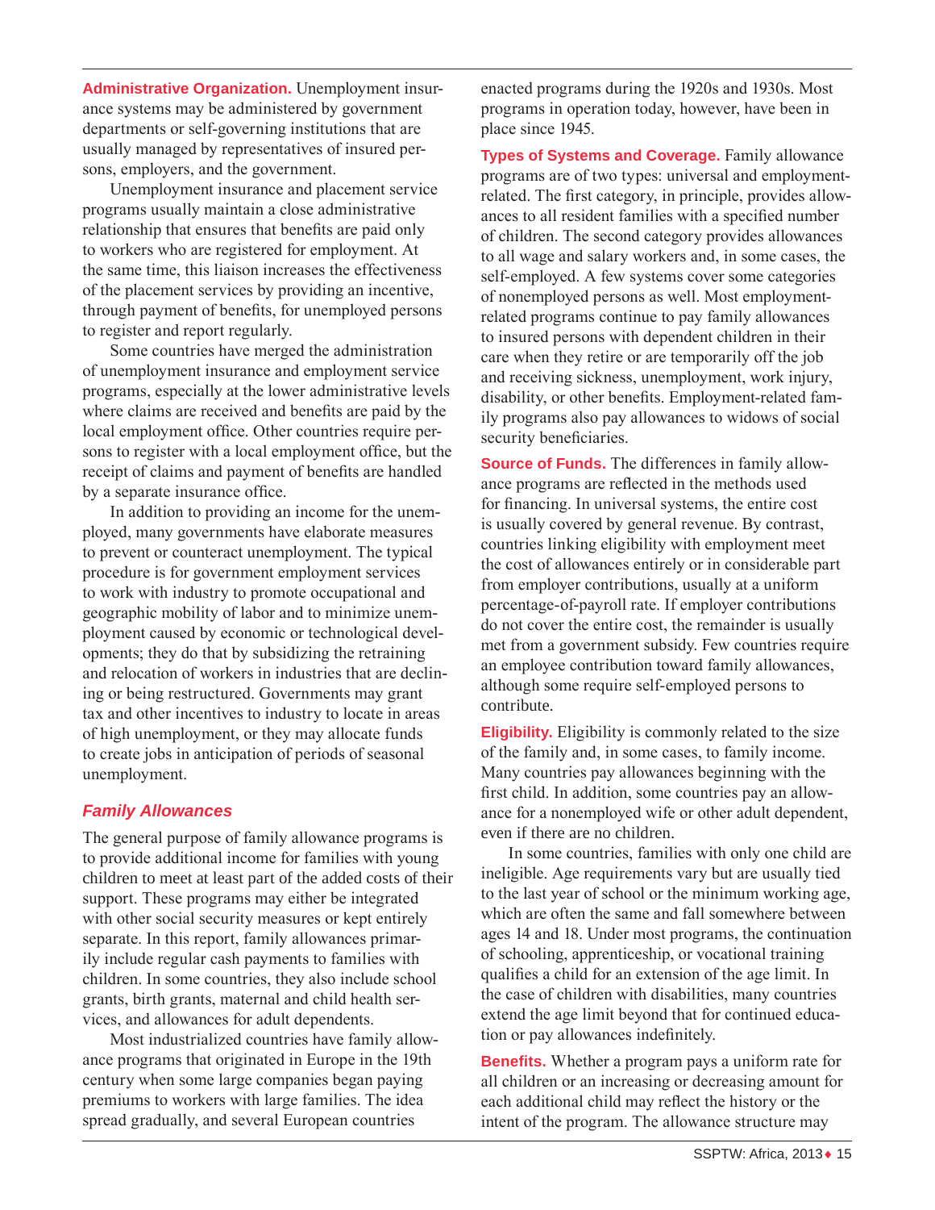**Administrative Organization.** Unemployment insurance systems may be administered by government departments or self-governing institutions that are usually managed by representatives of insured persons, employers, and the government.

Unemployment insurance and placement service programs usually maintain a close administrative relationship that ensures that benefits are paid only to workers who are registered for employment. At the same time, this liaison increases the effectiveness of the placement services by providing an incentive, through payment of benefits, for unemployed persons to register and report regularly.

Some countries have merged the administration of unemployment insurance and employment service programs, especially at the lower administrative levels where claims are received and benefits are paid by the local employment office. Other countries require persons to register with a local employment office, but the receipt of claims and payment of benefits are handled by a separate insurance office.

In addition to providing an income for the unemployed, many governments have elaborate measures to prevent or counteract unemployment. The typical procedure is for government employment services to work with industry to promote occupational and geographic mobility of labor and to minimize unemployment caused by economic or technological developments; they do that by subsidizing the retraining and relocation of workers in industries that are declining or being restructured. Governments may grant tax and other incentives to industry to locate in areas of high unemployment, or they may allocate funds to create jobs in anticipation of periods of seasonal unemployment.

### *Family Allowances*

The general purpose of family allowance programs is to provide additional income for families with young children to meet at least part of the added costs of their support. These programs may either be integrated with other social security measures or kept entirely separate. In this report, family allowances primarily include regular cash payments to families with children. In some countries, they also include school grants, birth grants, maternal and child health services, and allowances for adult dependents.

Most industrialized countries have family allowance programs that originated in Europe in the 19th century when some large companies began paying premiums to workers with large families. The idea spread gradually, and several European countries enacted programs during the 1920s and 1930s. Most programs in operation today, however, have been in place since 1945.

**Types of Systems and Coverage.** Family allowance programs are of two types: universal and employment-related. The first category, in principle, provides allowances to all resident families with a specified number of children. The second category provides allowances to all wage and salary workers and, in some cases, the self-employed. A few systems cover some categories of nonemployed persons as well. Most employment-related programs continue to pay family allowances to insured persons with dependent children in their care when they retire or are temporarily off the job and receiving sickness, unemployment, work injury, disability, or other benefits. Employment-related family programs also pay allowances to widows of social security beneficiaries.

**Source of Funds.** The differences in family allowance programs are reflected in the methods used for financing. In universal systems, the entire cost is usually covered by general revenue. By contrast, countries linking eligibility with employment meet the cost of allowances entirely or in considerable part from employer contributions, usually at a uniform percentage-of-payroll rate. If employer contributions do not cover the entire cost, the remainder is usually met from a government subsidy. Few countries require an employee contribution toward family allowances, although some require self-employed persons to contribute.

**Eligibility.** Eligibility is commonly related to the size of the family and, in some cases, to family income. Many countries pay allowances beginning with the first child. In addition, some countries pay an allowance for a nonemployed wife or other adult dependent, even if there are no children.

In some countries, families with only one child are ineligible. Age requirements vary but are usually tied to the last year of school or the minimum working age, which are often the same and fall somewhere between ages 14 and 18. Under most programs, the continuation of schooling, apprenticeship, or vocational training qualifies a child for an extension of the age limit. In the case of children with disabilities, many countries extend the age limit beyond that for continued education or pay allowances indefinitely.

**Benefits.** Whether a program pays a uniform rate for all children or an increasing or decreasing amount for each additional child may reflect the history or the intent of the program. The allowance structure may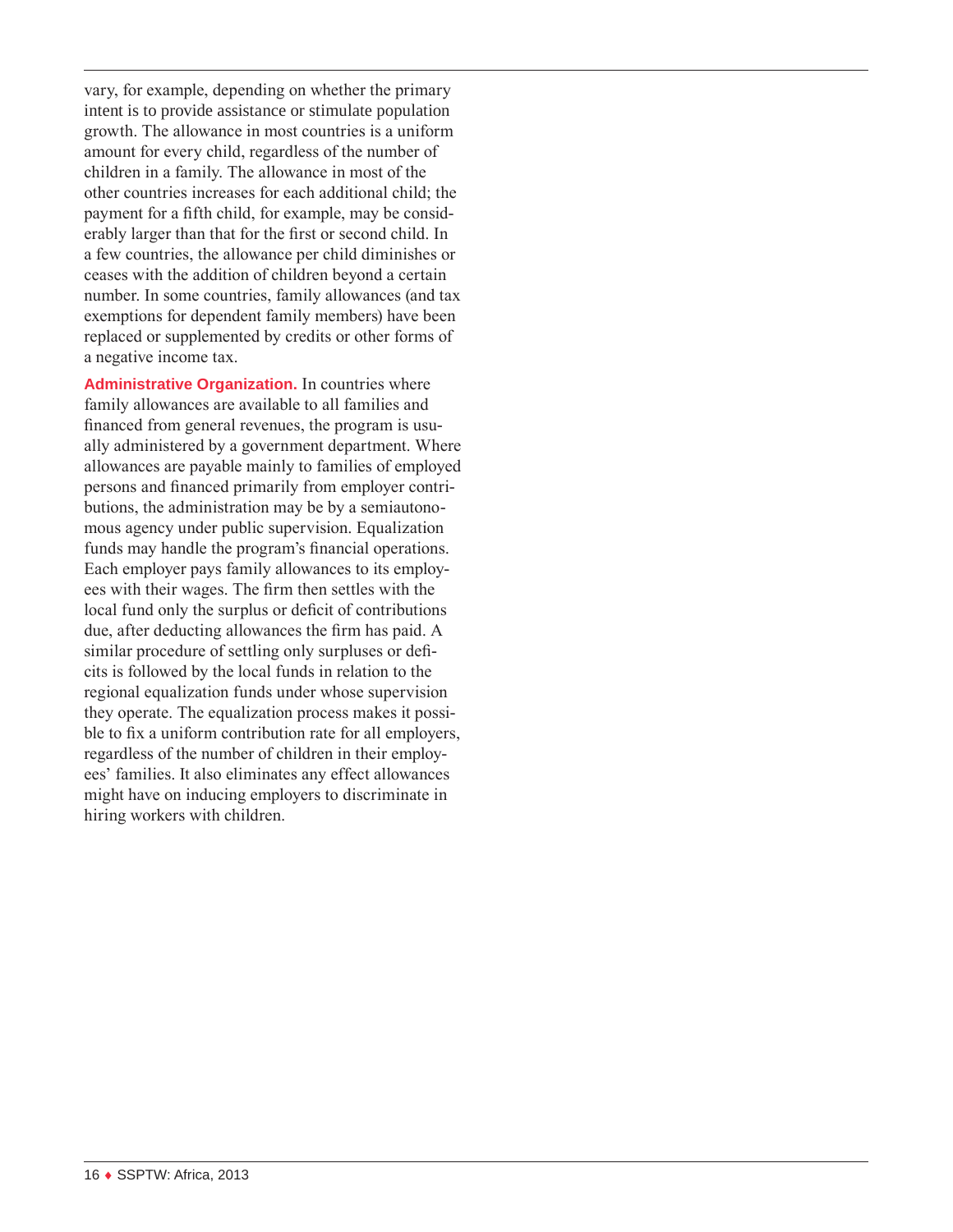vary, for example, depending on whether the primary intent is to provide assistance or stimulate population growth. The allowance in most countries is a uniform amount for every child, regardless of the number of children in a family. The allowance in most of the other countries increases for each additional child; the payment for a fifth child, for example, may be considerably larger than that for the first or second child. In a few countries, the allowance per child diminishes or ceases with the addition of children beyond a certain number. In some countries, family allowances (and tax exemptions for dependent family members) have been replaced or supplemented by credits or other forms of a negative income tax.

**Administrative Organization.** In countries where family allowances are available to all families and financed from general revenues, the program is usually administered by a government department. Where allowances are payable mainly to families of employed persons and financed primarily from employer contributions, the administration may be by a semiautonomous agency under public supervision. Equalization funds may handle the program's financial operations. Each employer pays family allowances to its employees with their wages. The firm then settles with the local fund only the surplus or deficit of contributions due, after deducting allowances the firm has paid. A similar procedure of settling only surpluses or deficits is followed by the local funds in relation to the regional equalization funds under whose supervision they operate. The equalization process makes it possible to fix a uniform contribution rate for all employers, regardless of the number of children in their employees' families. It also eliminates any effect allowances might have on inducing employers to discriminate in hiring workers with children.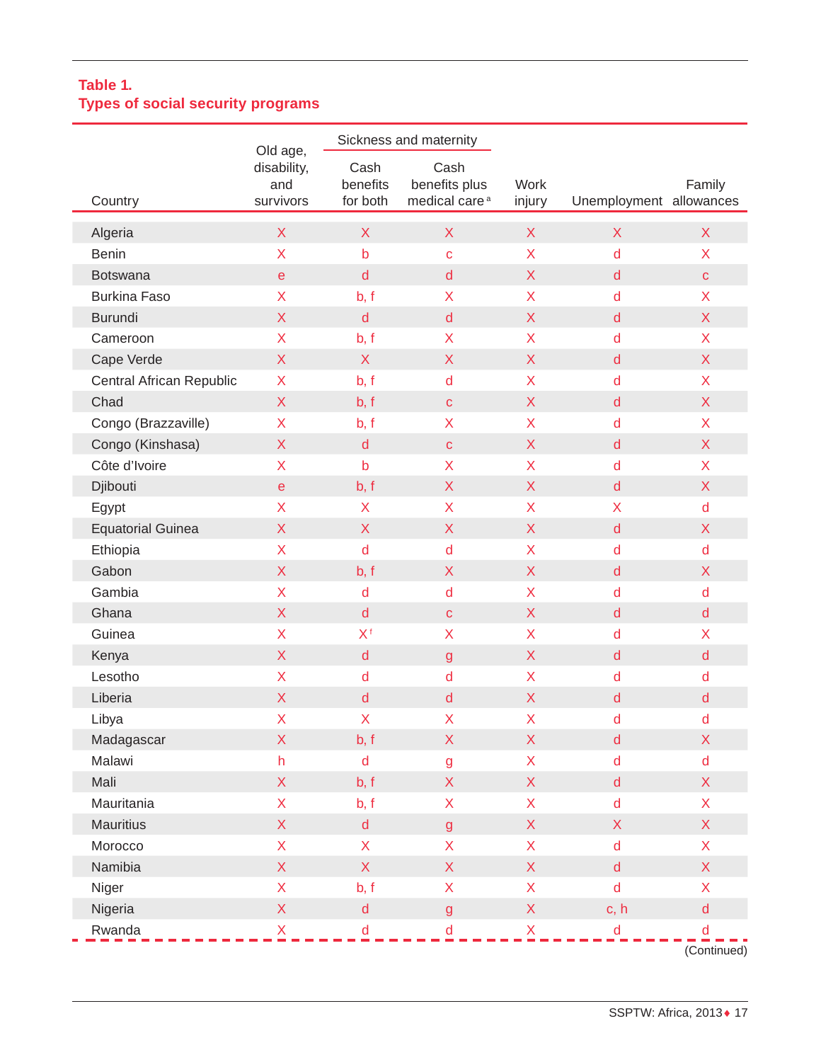**Table 1.**
**Types of social security programs**

| Country | Old age, disability, and survivors | Sickness and maternity: Cash benefits for both | Sickness and maternity: Cash benefits plus medical care[a] | Work injury | Unemployment | Family allowances |
|---|---|---|---|---|---|---|
| Algeria | X | X | X | X | X | X |
| Benin | X | b | c | X | d | X |
| Botswana | e | d | d | X | d | c |
| Burkina Faso | X | b, f | X | X | d | X |
| Burundi | X | d | d | X | d | X |
| Cameroon | X | b, f | X | X | d | X |
| Cape Verde | X | X | X | X | d | X |
| Central African Republic | X | b, f | d | X | d | X |
| Chad | X | b, f | c | X | d | X |
| Congo (Brazzaville) | X | b, f | X | X | d | X |
| Congo (Kinshasa) | X | d | c | X | d | X |
| Côte d'Ivoire | X | b | X | X | d | X |
| Djibouti | e | b, f | X | X | d | X |
| Egypt | X | X | X | X | X | d |
| Equatorial Guinea | X | X | X | X | d | X |
| Ethiopia | X | d | d | X | d | d |
| Gabon | X | b, f | X | X | d | X |
| Gambia | X | d | d | X | d | d |
| Ghana | X | d | c | X | d | d |
| Guinea | X | X[f] | X | X | d | X |
| Kenya | X | d | g | X | d | d |
| Lesotho | X | d | d | X | d | d |
| Liberia | X | d | d | X | d | d |
| Libya | X | X | X | X | d | d |
| Madagascar | X | b, f | X | X | d | X |
| Malawi | h | d | g | X | d | d |
| Mali | X | b, f | X | X | d | X |
| Mauritania | X | b, f | X | X | d | X |
| Mauritius | X | d | g | X | X | X |
| Morocco | X | X | X | X | d | X |
| Namibia | X | X | X | X | d | X |
| Niger | X | b, f | X | X | d | X |
| Nigeria | X | d | g | X | c, h | d |
| Rwanda | X | d | d | X | d | d |

(Continued)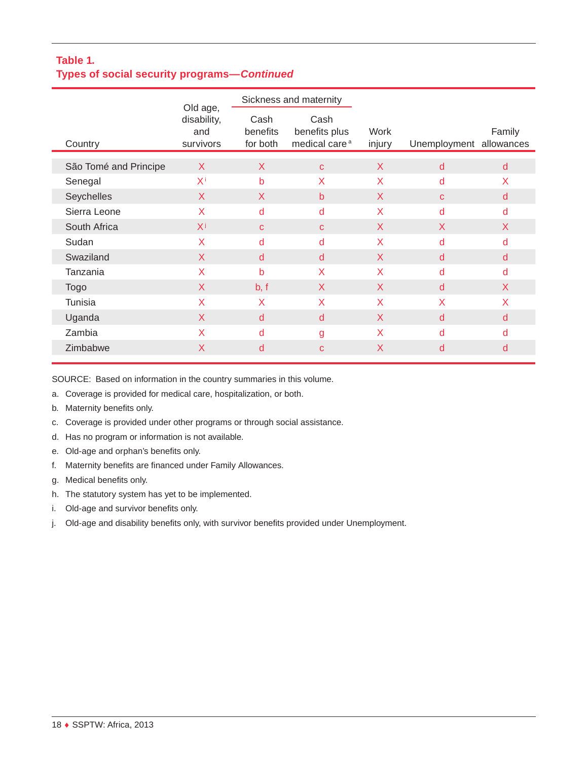**Table 1.**
**Types of social security programs—*Continued***

| Country | Old age, disability, and survivors | Sickness and maternity | | Work injury | Unemployment | Family allowances |
|---|---|---|---|---|---|---|
| | | Cash benefits for both | Cash benefits plus medical care [a] | | | |
| São Tomé and Principe | X | X | c | X | d | d |
| Senegal | X [i] | b | X | X | d | X |
| Seychelles | X | X | b | X | c | d |
| Sierra Leone | X | d | d | X | d | d |
| South Africa | X [i] | c | c | X | X | X |
| Sudan | X | d | d | X | d | d |
| Swaziland | X | d | d | X | d | d |
| Tanzania | X | b | X | X | d | d |
| Togo | X | b, f | X | X | d | X |
| Tunisia | X | X | X | X | X | X |
| Uganda | X | d | d | X | d | d |
| Zambia | X | d | g | X | d | d |
| Zimbabwe | X | d | c | X | d | d |

SOURCE: Based on information in the country summaries in this volume.

a. Coverage is provided for medical care, hospitalization, or both.

b. Maternity benefits only.

c. Coverage is provided under other programs or through social assistance.

d. Has no program or information is not available.

e. Old-age and orphan's benefits only.

f. Maternity benefits are financed under Family Allowances.

g. Medical benefits only.

h. The statutory system has yet to be implemented.

i. Old-age and survivor benefits only.

j. Old-age and disability benefits only, with survivor benefits provided under Unemployment.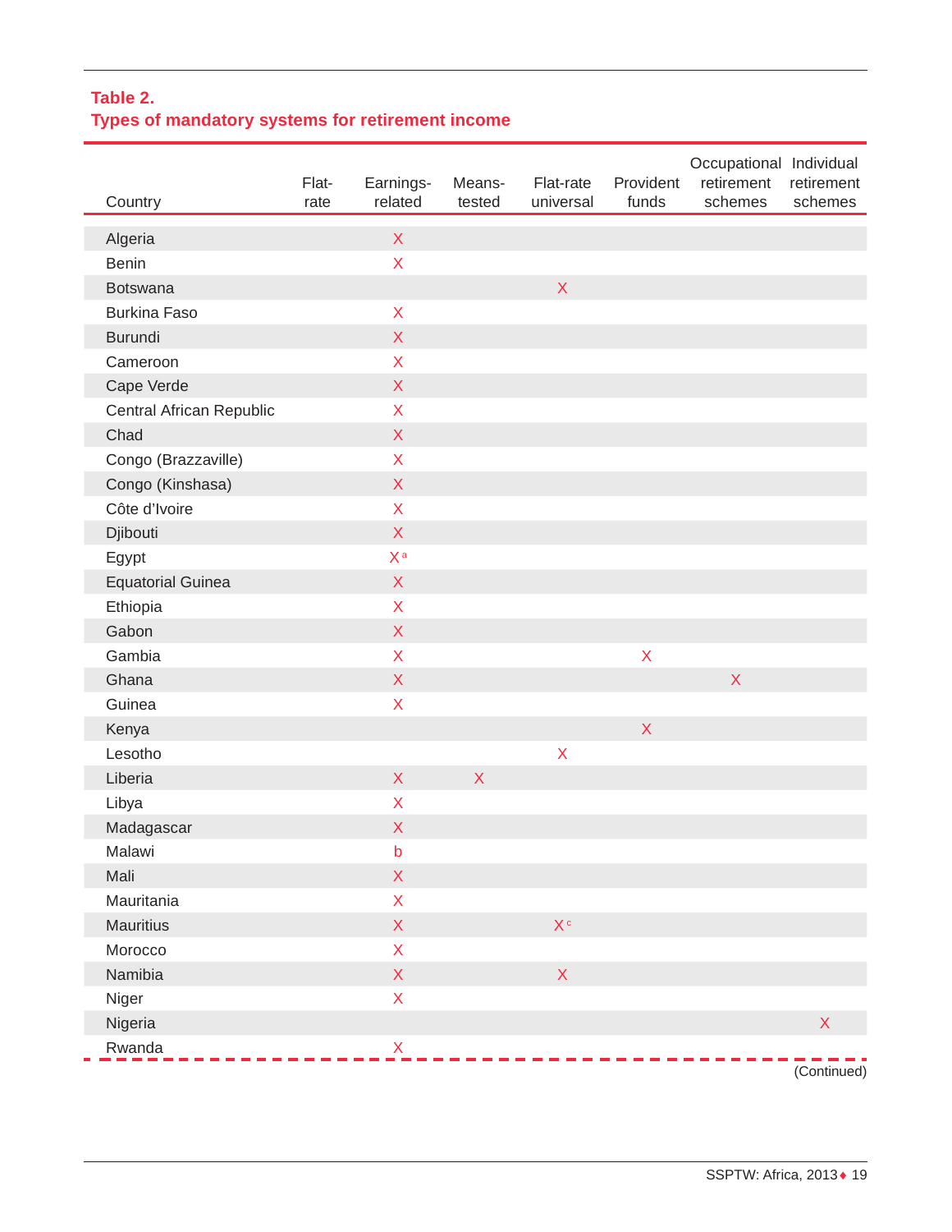**Table 2.**
**Types of mandatory systems for retirement income**

| Country | Flat-rate | Earnings-related | Means-tested | Flat-rate universal | Provident funds | Occupational retirement schemes | Individual retirement schemes |
|---|---|---|---|---|---|---|---|
| Algeria | | X | | | | | |
| Benin | | X | | | | | |
| Botswana | | | | X | | | |
| Burkina Faso | | X | | | | | |
| Burundi | | X | | | | | |
| Cameroon | | X | | | | | |
| Cape Verde | | X | | | | | |
| Central African Republic | | X | | | | | |
| Chad | | X | | | | | |
| Congo (Brazzaville) | | X | | | | | |
| Congo (Kinshasa) | | X | | | | | |
| Côte d'Ivoire | | X | | | | | |
| Djibouti | | X | | | | | |
| Egypt | | X [a] | | | | | |
| Equatorial Guinea | | X | | | | | |
| Ethiopia | | X | | | | | |
| Gabon | | X | | | | | |
| Gambia | | X | | | X | | |
| Ghana | | X | | | | X | |
| Guinea | | X | | | | | |
| Kenya | | | | | X | | |
| Lesotho | | | | X | | | |
| Liberia | | X | X | | | | |
| Libya | | X | | | | | |
| Madagascar | | X | | | | | |
| Malawi | | b | | | | | |
| Mali | | X | | | | | |
| Mauritania | | X | | | | | |
| Mauritius | | X | | X [c] | | | |
| Morocco | | X | | | | | |
| Namibia | | X | | X | | | |
| Niger | | X | | | | | |
| Nigeria | | | | | | | X |
| Rwanda | | X | | | | | |

(Continued)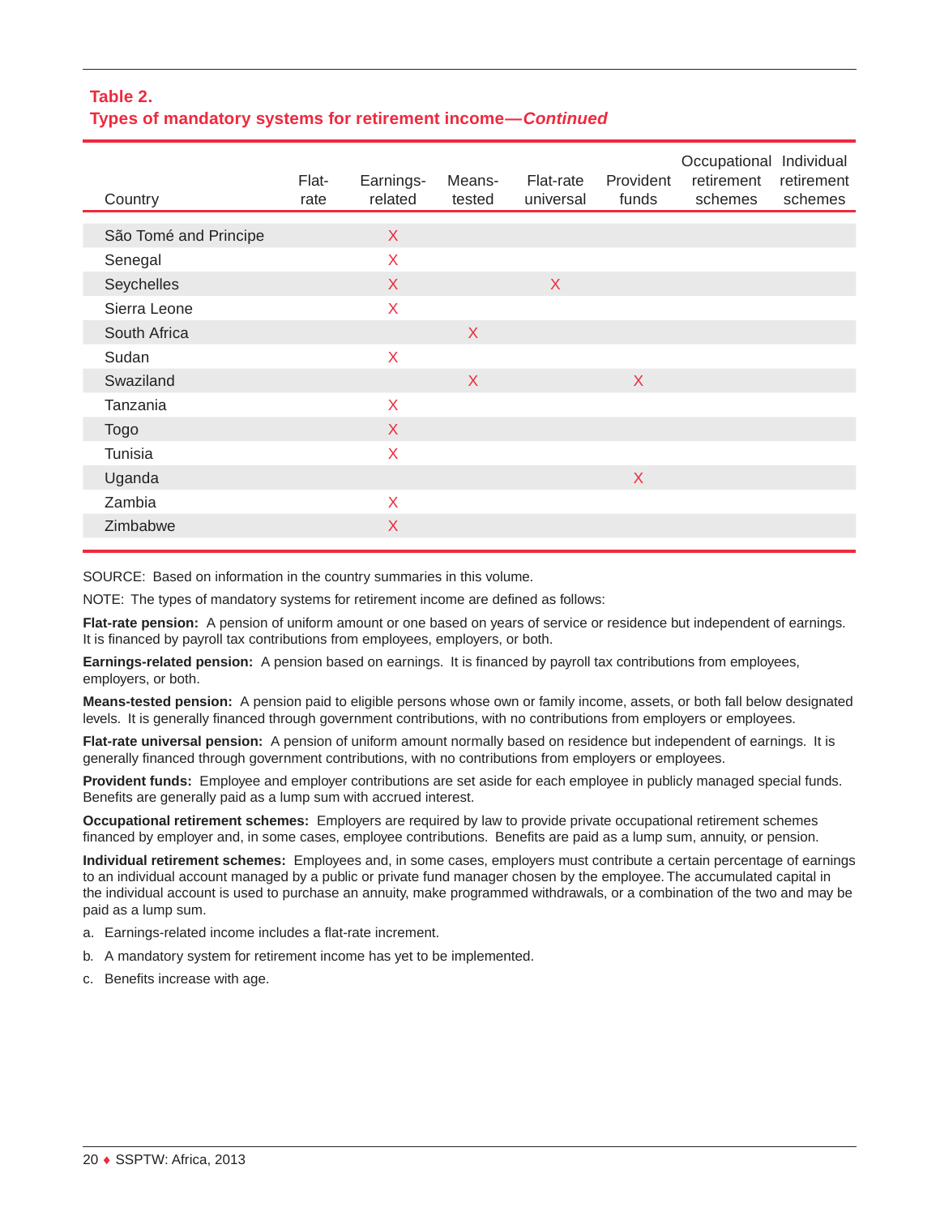**Table 2.**
**Types of mandatory systems for retirement income—*Continued***

| Country | Flat-rate | Earnings-related | Means-tested | Flat-rate universal | Provident funds | Occupational retirement schemes | Individual retirement schemes |
|---|---|---|---|---|---|---|---|
| São Tomé and Principe | | X | | | | | |
| Senegal | | X | | | | | |
| Seychelles | | X | | X | | | |
| Sierra Leone | | X | | | | | |
| South Africa | | | X | | | | |
| Sudan | | X | | | | | |
| Swaziland | | | X | | X | | |
| Tanzania | | X | | | | | |
| Togo | | X | | | | | |
| Tunisia | | X | | | | | |
| Uganda | | | | | X | | |
| Zambia | | X | | | | | |
| Zimbabwe | | X | | | | | |

SOURCE: Based on information in the country summaries in this volume.

NOTE: The types of mandatory systems for retirement income are defined as follows:

**Flat-rate pension:** A pension of uniform amount or one based on years of service or residence but independent of earnings. It is financed by payroll tax contributions from employees, employers, or both.

**Earnings-related pension:** A pension based on earnings. It is financed by payroll tax contributions from employees, employers, or both.

**Means-tested pension:** A pension paid to eligible persons whose own or family income, assets, or both fall below designated levels. It is generally financed through government contributions, with no contributions from employers or employees.

**Flat-rate universal pension:** A pension of uniform amount normally based on residence but independent of earnings. It is generally financed through government contributions, with no contributions from employers or employees.

**Provident funds:** Employee and employer contributions are set aside for each employee in publicly managed special funds. Benefits are generally paid as a lump sum with accrued interest.

**Occupational retirement schemes:** Employers are required by law to provide private occupational retirement schemes financed by employer and, in some cases, employee contributions. Benefits are paid as a lump sum, annuity, or pension.

**Individual retirement schemes:** Employees and, in some cases, employers must contribute a certain percentage of earnings to an individual account managed by a public or private fund manager chosen by the employee. The accumulated capital in the individual account is used to purchase an annuity, make programmed withdrawals, or a combination of the two and may be paid as a lump sum.

a. Earnings-related income includes a flat-rate increment.

b. A mandatory system for retirement income has yet to be implemented.

c. Benefits increase with age.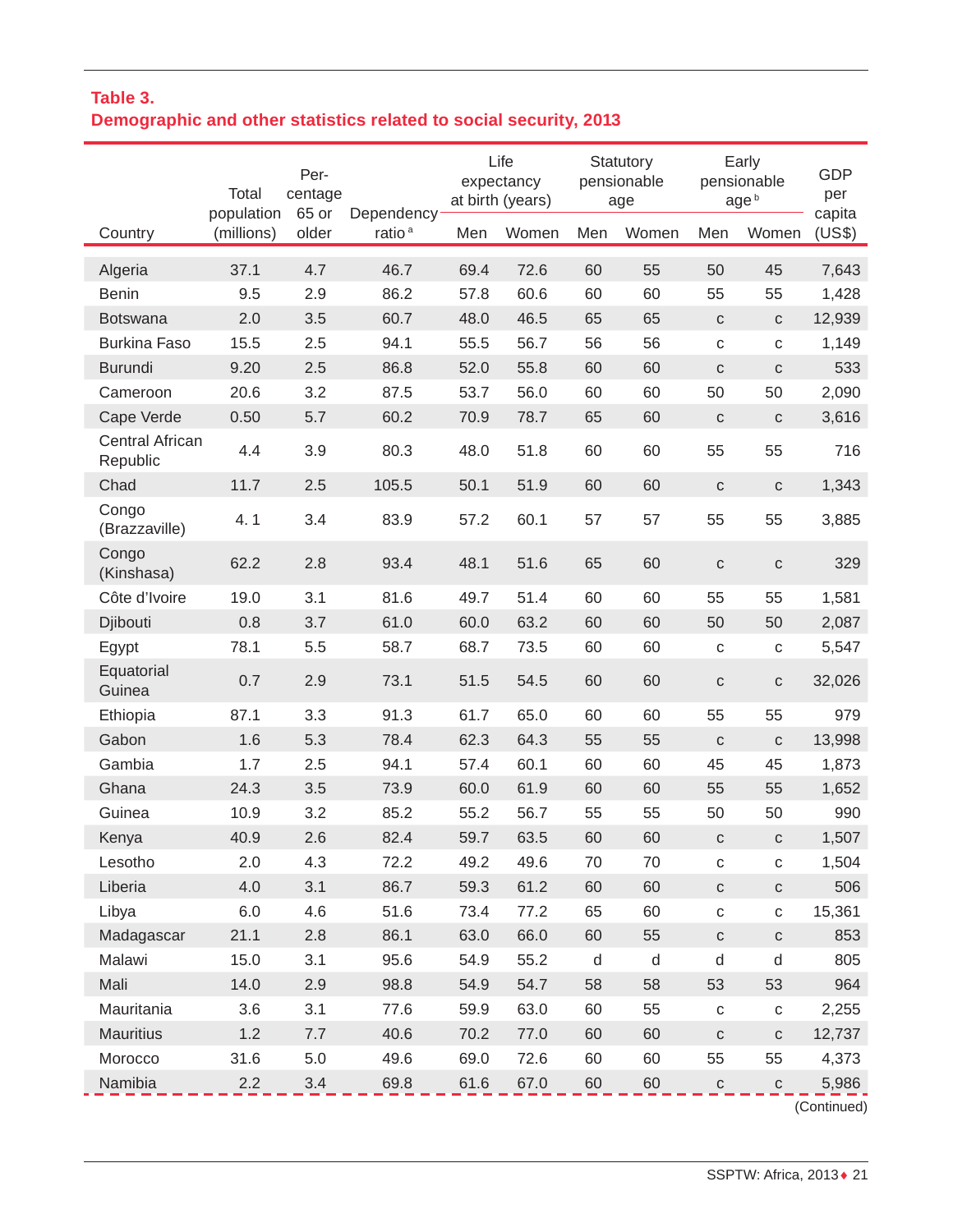**Table 3.**
**Demographic and other statistics related to social security, 2013**

| Country | Total population (millions) | Percentage 65 or older | Dependency ratio [a] | Life expectancy at birth (years) | | Statutory pensionable age | | Early pensionable age [b] | | GDP per capita (US$) |
|---|---|---|---|---|---|---|---|---|---|---|
| | | | | Men | Women | Men | Women | Men | Women | |
| Algeria | 37.1 | 4.7 | 46.7 | 69.4 | 72.6 | 60 | 55 | 50 | 45 | 7,643 |
| Benin | 9.5 | 2.9 | 86.2 | 57.8 | 60.6 | 60 | 60 | 55 | 55 | 1,428 |
| Botswana | 2.0 | 3.5 | 60.7 | 48.0 | 46.5 | 65 | 65 | c | c | 12,939 |
| Burkina Faso | 15.5 | 2.5 | 94.1 | 55.5 | 56.7 | 56 | 56 | c | c | 1,149 |
| Burundi | 9.20 | 2.5 | 86.8 | 52.0 | 55.8 | 60 | 60 | c | c | 533 |
| Cameroon | 20.6 | 3.2 | 87.5 | 53.7 | 56.0 | 60 | 60 | 50 | 50 | 2,090 |
| Cape Verde | 0.50 | 5.7 | 60.2 | 70.9 | 78.7 | 65 | 60 | c | c | 3,616 |
| Central African Republic | 4.4 | 3.9 | 80.3 | 48.0 | 51.8 | 60 | 60 | 55 | 55 | 716 |
| Chad | 11.7 | 2.5 | 105.5 | 50.1 | 51.9 | 60 | 60 | c | c | 1,343 |
| Congo (Brazzaville) | 4. 1 | 3.4 | 83.9 | 57.2 | 60.1 | 57 | 57 | 55 | 55 | 3,885 |
| Congo (Kinshasa) | 62.2 | 2.8 | 93.4 | 48.1 | 51.6 | 65 | 60 | c | c | 329 |
| Côte d'Ivoire | 19.0 | 3.1 | 81.6 | 49.7 | 51.4 | 60 | 60 | 55 | 55 | 1,581 |
| Djibouti | 0.8 | 3.7 | 61.0 | 60.0 | 63.2 | 60 | 60 | 50 | 50 | 2,087 |
| Egypt | 78.1 | 5.5 | 58.7 | 68.7 | 73.5 | 60 | 60 | c | c | 5,547 |
| Equatorial Guinea | 0.7 | 2.9 | 73.1 | 51.5 | 54.5 | 60 | 60 | c | c | 32,026 |
| Ethiopia | 87.1 | 3.3 | 91.3 | 61.7 | 65.0 | 60 | 60 | 55 | 55 | 979 |
| Gabon | 1.6 | 5.3 | 78.4 | 62.3 | 64.3 | 55 | 55 | c | c | 13,998 |
| Gambia | 1.7 | 2.5 | 94.1 | 57.4 | 60.1 | 60 | 60 | 45 | 45 | 1,873 |
| Ghana | 24.3 | 3.5 | 73.9 | 60.0 | 61.9 | 60 | 60 | 55 | 55 | 1,652 |
| Guinea | 10.9 | 3.2 | 85.2 | 55.2 | 56.7 | 55 | 55 | 50 | 50 | 990 |
| Kenya | 40.9 | 2.6 | 82.4 | 59.7 | 63.5 | 60 | 60 | c | c | 1,507 |
| Lesotho | 2.0 | 4.3 | 72.2 | 49.2 | 49.6 | 70 | 70 | c | c | 1,504 |
| Liberia | 4.0 | 3.1 | 86.7 | 59.3 | 61.2 | 60 | 60 | c | c | 506 |
| Libya | 6.0 | 4.6 | 51.6 | 73.4 | 77.2 | 65 | 60 | c | c | 15,361 |
| Madagascar | 21.1 | 2.8 | 86.1 | 63.0 | 66.0 | 60 | 55 | c | c | 853 |
| Malawi | 15.0 | 3.1 | 95.6 | 54.9 | 55.2 | d | d | d | d | 805 |
| Mali | 14.0 | 2.9 | 98.8 | 54.9 | 54.7 | 58 | 58 | 53 | 53 | 964 |
| Mauritania | 3.6 | 3.1 | 77.6 | 59.9 | 63.0 | 60 | 55 | c | c | 2,255 |
| Mauritius | 1.2 | 7.7 | 40.6 | 70.2 | 77.0 | 60 | 60 | c | c | 12,737 |
| Morocco | 31.6 | 5.0 | 49.6 | 69.0 | 72.6 | 60 | 60 | 55 | 55 | 4,373 |
| Namibia | 2.2 | 3.4 | 69.8 | 61.6 | 67.0 | 60 | 60 | c | c | 5,986 |

(Continued)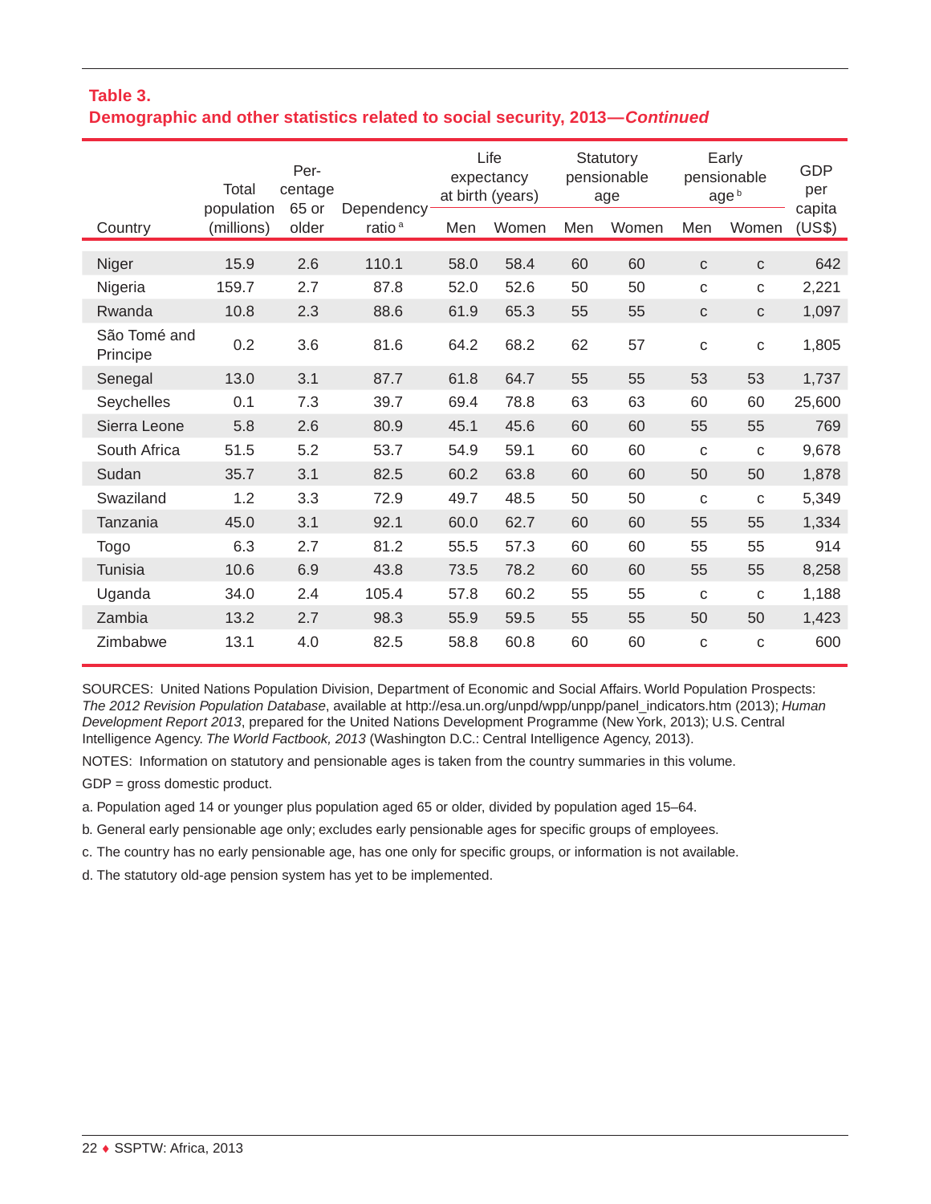**Table 3.**
**Demographic and other statistics related to social security, 2013—*Continued***

| Country | Total population (millions) | Percentage 65 or older | Dependency ratio [a] | Life expectancy at birth (years) | | Statutory pensionable age | | Early pensionable age [b] | | GDP per capita (US$) |
|---|---|---|---|---|---|---|---|---|---|---|
| | | | | Men | Women | Men | Women | Men | Women | |
| Niger | 15.9 | 2.6 | 110.1 | 58.0 | 58.4 | 60 | 60 | c | c | 642 |
| Nigeria | 159.7 | 2.7 | 87.8 | 52.0 | 52.6 | 50 | 50 | c | c | 2,221 |
| Rwanda | 10.8 | 2.3 | 88.6 | 61.9 | 65.3 | 55 | 55 | c | c | 1,097 |
| São Tomé and Principe | 0.2 | 3.6 | 81.6 | 64.2 | 68.2 | 62 | 57 | c | c | 1,805 |
| Senegal | 13.0 | 3.1 | 87.7 | 61.8 | 64.7 | 55 | 55 | 53 | 53 | 1,737 |
| Seychelles | 0.1 | 7.3 | 39.7 | 69.4 | 78.8 | 63 | 63 | 60 | 60 | 25,600 |
| Sierra Leone | 5.8 | 2.6 | 80.9 | 45.1 | 45.6 | 60 | 60 | 55 | 55 | 769 |
| South Africa | 51.5 | 5.2 | 53.7 | 54.9 | 59.1 | 60 | 60 | c | c | 9,678 |
| Sudan | 35.7 | 3.1 | 82.5 | 60.2 | 63.8 | 60 | 60 | 50 | 50 | 1,878 |
| Swaziland | 1.2 | 3.3 | 72.9 | 49.7 | 48.5 | 50 | 50 | c | c | 5,349 |
| Tanzania | 45.0 | 3.1 | 92.1 | 60.0 | 62.7 | 60 | 60 | 55 | 55 | 1,334 |
| Togo | 6.3 | 2.7 | 81.2 | 55.5 | 57.3 | 60 | 60 | 55 | 55 | 914 |
| Tunisia | 10.6 | 6.9 | 43.8 | 73.5 | 78.2 | 60 | 60 | 55 | 55 | 8,258 |
| Uganda | 34.0 | 2.4 | 105.4 | 57.8 | 60.2 | 55 | 55 | c | c | 1,188 |
| Zambia | 13.2 | 2.7 | 98.3 | 55.9 | 59.5 | 55 | 55 | 50 | 50 | 1,423 |
| Zimbabwe | 13.1 | 4.0 | 82.5 | 58.8 | 60.8 | 60 | 60 | c | c | 600 |

SOURCES: United Nations Population Division, Department of Economic and Social Affairs. World Population Prospects: *The 2012 Revision Population Database*, available at http://esa.un.org/unpd/wpp/unpp/panel_indicators.htm (2013); *Human Development Report 2013*, prepared for the United Nations Development Programme (New York, 2013); U.S. Central Intelligence Agency. *The World Factbook, 2013* (Washington D.C.: Central Intelligence Agency, 2013).

NOTES: Information on statutory and pensionable ages is taken from the country summaries in this volume.

GDP = gross domestic product.

a. Population aged 14 or younger plus population aged 65 or older, divided by population aged 15–64.

b. General early pensionable age only; excludes early pensionable ages for specific groups of employees.

c. The country has no early pensionable age, has one only for specific groups, or information is not available.

d. The statutory old-age pension system has yet to be implemented.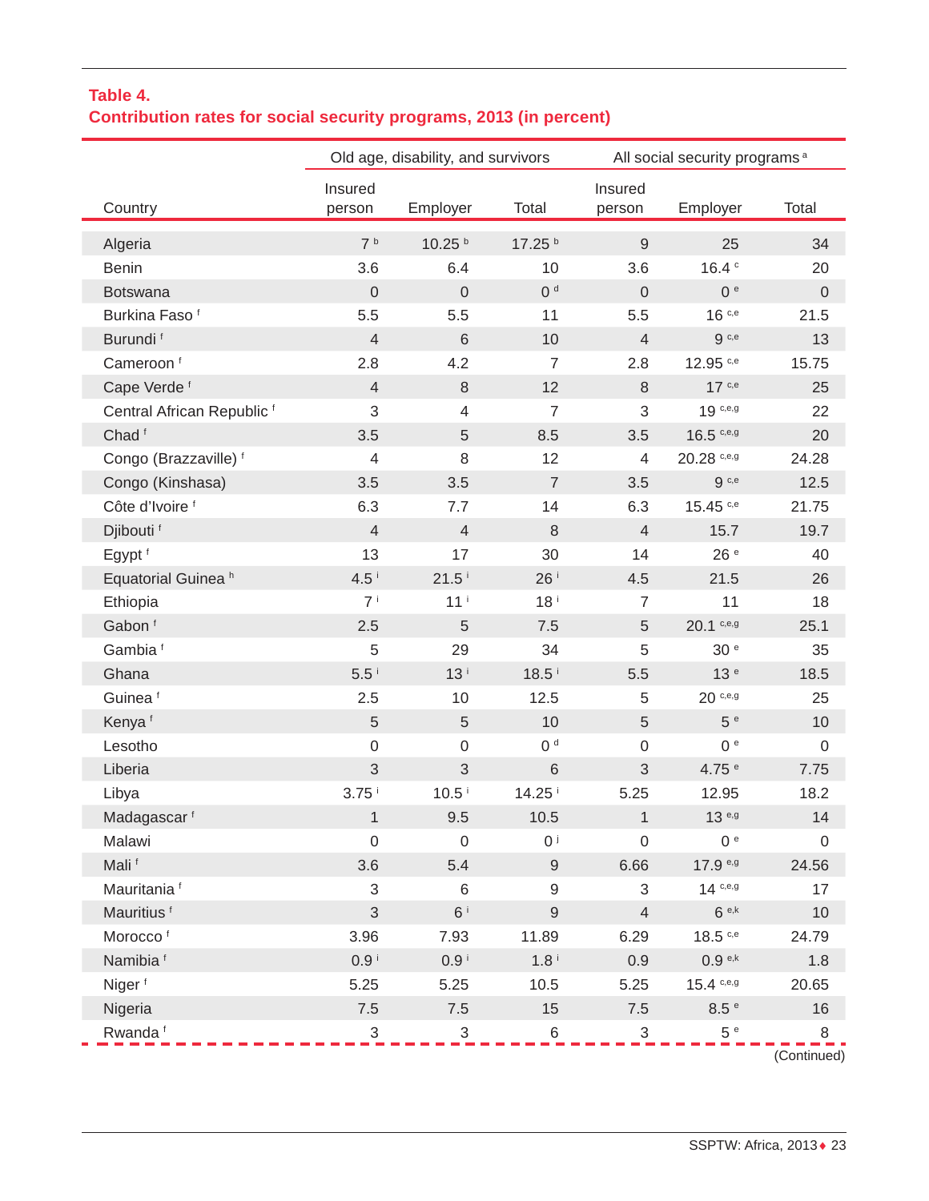**Table 4.**
**Contribution rates for social security programs, 2013 (in percent)**

| Country | Old age, disability, and survivors | | | All social security programs [a] | | |
|---|---|---|---|---|---|---|
| | Insured person | Employer | Total | Insured person | Employer | Total |
| Algeria | 7 [b] | 10.25 [b] | 17.25 [b] | 9 | 25 | 34 |
| Benin | 3.6 | 6.4 | 10 | 3.6 | 16.4 [c] | 20 |
| Botswana | 0 | 0 | 0 [d] | 0 | 0 [e] | 0 |
| Burkina Faso [f] | 5.5 | 5.5 | 11 | 5.5 | 16 [c,e] | 21.5 |
| Burundi [f] | 4 | 6 | 10 | 4 | 9 [c,e] | 13 |
| Cameroon [f] | 2.8 | 4.2 | 7 | 2.8 | 12.95 [c,e] | 15.75 |
| Cape Verde [f] | 4 | 8 | 12 | 8 | 17 [c,e] | 25 |
| Central African Republic [f] | 3 | 4 | 7 | 3 | 19 [c,e,g] | 22 |
| Chad [f] | 3.5 | 5 | 8.5 | 3.5 | 16.5 [c,e,g] | 20 |
| Congo (Brazzaville) [f] | 4 | 8 | 12 | 4 | 20.28 [c,e,g] | 24.28 |
| Congo (Kinshasa) | 3.5 | 3.5 | 7 | 3.5 | 9 [c,e] | 12.5 |
| Côte d'Ivoire [f] | 6.3 | 7.7 | 14 | 6.3 | 15.45 [c,e] | 21.75 |
| Djibouti [f] | 4 | 4 | 8 | 4 | 15.7 | 19.7 |
| Egypt [f] | 13 | 17 | 30 | 14 | 26 [e] | 40 |
| Equatorial Guinea [h] | 4.5 [i] | 21.5 [i] | 26 [i] | 4.5 | 21.5 | 26 |
| Ethiopia | 7 [i] | 11 [i] | 18 [i] | 7 | 11 | 18 |
| Gabon [f] | 2.5 | 5 | 7.5 | 5 | 20.1 [c,e,g] | 25.1 |
| Gambia [f] | 5 | 29 | 34 | 5 | 30 [e] | 35 |
| Ghana | 5.5 [i] | 13 [i] | 18.5 [i] | 5.5 | 13 [e] | 18.5 |
| Guinea [f] | 2.5 | 10 | 12.5 | 5 | 20 [c,e,g] | 25 |
| Kenya [f] | 5 | 5 | 10 | 5 | 5 [e] | 10 |
| Lesotho | 0 | 0 | 0 [d] | 0 | 0 [e] | 0 |
| Liberia | 3 | 3 | 6 | 3 | 4.75 [e] | 7.75 |
| Libya | 3.75 [i] | 10.5 [i] | 14.25 [i] | 5.25 | 12.95 | 18.2 |
| Madagascar [f] | 1 | 9.5 | 10.5 | 1 | 13 [e,g] | 14 |
| Malawi | 0 | 0 | 0 [j] | 0 | 0 [e] | 0 |
| Mali [f] | 3.6 | 5.4 | 9 | 6.66 | 17.9 [e,g] | 24.56 |
| Mauritania [f] | 3 | 6 | 9 | 3 | 14 [c,e,g] | 17 |
| Mauritius [f] | 3 | 6 [i] | 9 | 4 | 6 [e,k] | 10 |
| Morocco [f] | 3.96 | 7.93 | 11.89 | 6.29 | 18.5 [c,e] | 24.79 |
| Namibia [f] | 0.9 [i] | 0.9 [i] | 1.8 [i] | 0.9 | 0.9 [e,k] | 1.8 |
| Niger [f] | 5.25 | 5.25 | 10.5 | 5.25 | 15.4 [c,e,g] | 20.65 |
| Nigeria | 7.5 | 7.5 | 15 | 7.5 | 8.5 [e] | 16 |
| Rwanda [f] | 3 | 3 | 6 | 3 | 5 [e] | 8 |

(Continued)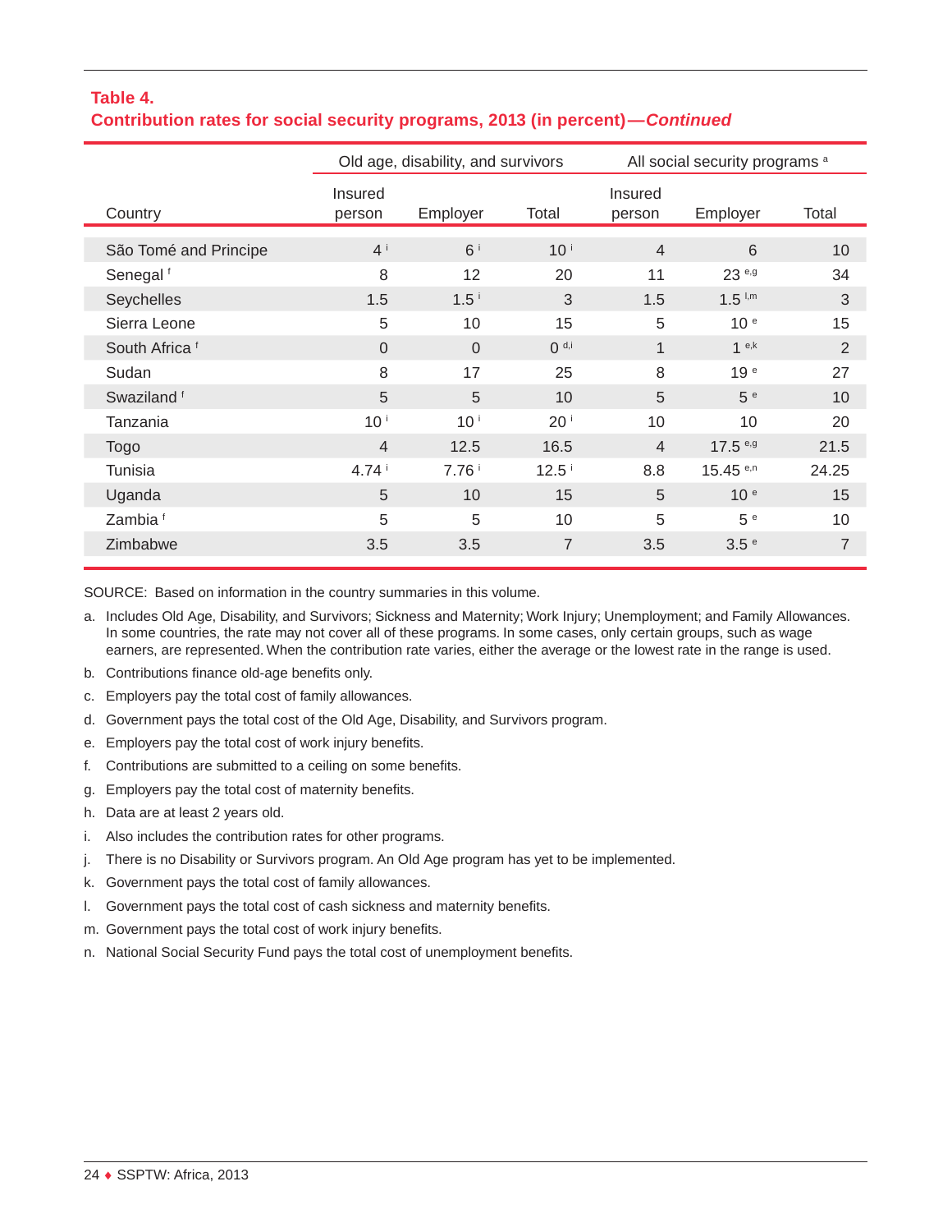### Table 4.
### Contribution rates for social security programs, 2013 (in percent)—*Continued*

| Country | Old age, disability, and survivors | | | All social security programs [a] | | |
|---|---|---|---|---|---|---|
| | Insured person | Employer | Total | Insured person | Employer | Total |
| São Tomé and Principe | 4 [i] | 6 [i] | 10 [i] | 4 | 6 | 10 |
| Senegal [f] | 8 | 12 | 20 | 11 | 23 [e,g] | 34 |
| Seychelles | 1.5 | 1.5 [i] | 3 | 1.5 | 1.5 [l,m] | 3 |
| Sierra Leone | 5 | 10 | 15 | 5 | 10 [e] | 15 |
| South Africa [f] | 0 | 0 | 0 [d,i] | 1 | 1 [e,k] | 2 |
| Sudan | 8 | 17 | 25 | 8 | 19 [e] | 27 |
| Swaziland [f] | 5 | 5 | 10 | 5 | 5 [e] | 10 |
| Tanzania | 10 [i] | 10 [i] | 20 [i] | 10 | 10 | 20 |
| Togo | 4 | 12.5 | 16.5 | 4 | 17.5 [e,g] | 21.5 |
| Tunisia | 4.74 [i] | 7.76 [i] | 12.5 [i] | 8.8 | 15.45 [e,n] | 24.25 |
| Uganda | 5 | 10 | 15 | 5 | 10 [e] | 15 |
| Zambia [f] | 5 | 5 | 10 | 5 | 5 [e] | 10 |
| Zimbabwe | 3.5 | 3.5 | 7 | 3.5 | 3.5 [e] | 7 |

SOURCE: Based on information in the country summaries in this volume.

a. Includes Old Age, Disability, and Survivors; Sickness and Maternity; Work Injury; Unemployment; and Family Allowances. In some countries, the rate may not cover all of these programs. In some cases, only certain groups, such as wage earners, are represented. When the contribution rate varies, either the average or the lowest rate in the range is used.

b. Contributions finance old-age benefits only.

c. Employers pay the total cost of family allowances.

d. Government pays the total cost of the Old Age, Disability, and Survivors program.

e. Employers pay the total cost of work injury benefits.

f. Contributions are submitted to a ceiling on some benefits.

g. Employers pay the total cost of maternity benefits.

h. Data are at least 2 years old.

i. Also includes the contribution rates for other programs.

j. There is no Disability or Survivors program. An Old Age program has yet to be implemented.

k. Government pays the total cost of family allowances.

l. Government pays the total cost of cash sickness and maternity benefits.

m. Government pays the total cost of work injury benefits.

n. National Social Security Fund pays the total cost of unemployment benefits.